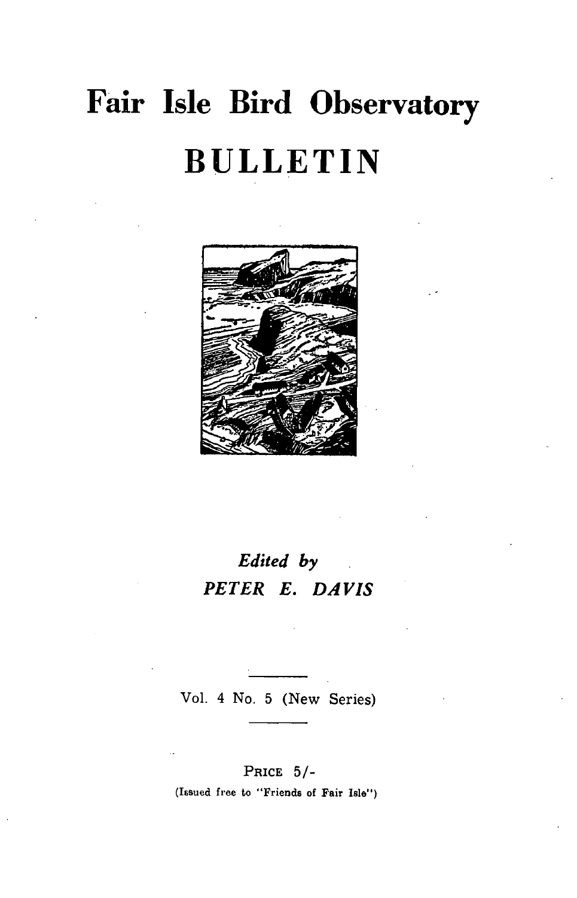# Fair Isle Bird Observatory

# BULLETIN

*Edited by*

*PETER E. DAVIS*

Vol. 4 No. 5 (New Series)

PRICE 5/-

(Issued free to "Friends of Fair Isle")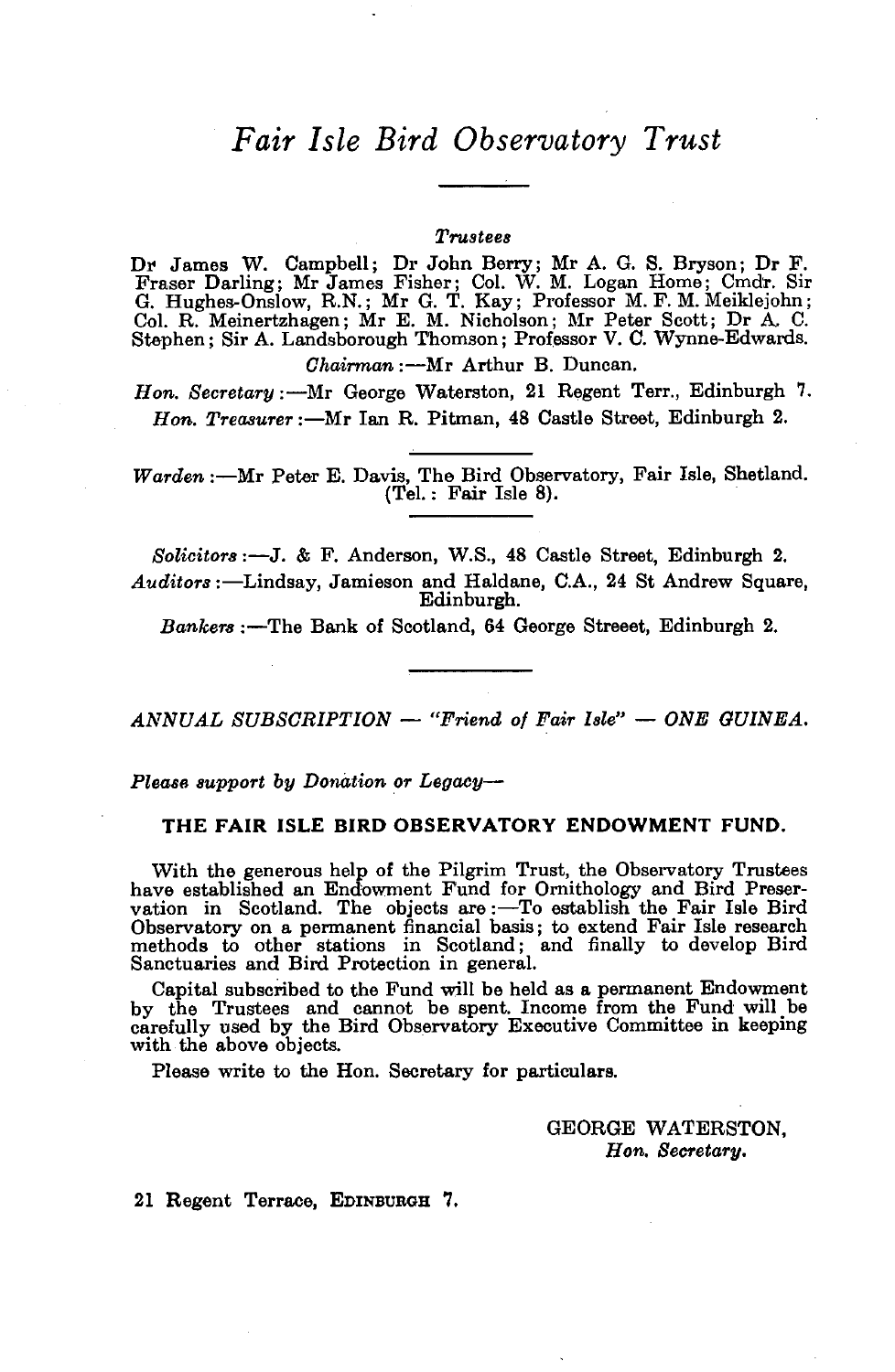# *Fair Isle Bird Observatory Trust*

*Trustees*

Dr James W. Campbell; Dr John Berry; Mr A. G. S. Bryson; Dr F. Fraser Darling; Mr James Fisher; Col. W. M. Logan Home; Cmdr. Sir G. Hughes-Onslow, R.N.; Mr G. T. Kay; Professor M. F. M. Meiklejohn; Col. R. Meinertzhagen; Mr E. M. Nicholson; Mr Peter Scott; Dr A. C. Stephen; Sir A. Landsborough Thomson; Professor V. C. Wynne-Edwards.

*Chairman*:—Mr Arthur B. Duncan.

*Hon. Secretary*:—Mr George Waterston, 21 Regent Terr., Edinburgh 7.

*Hon. Treasurer*:—Mr Ian R. Pitman, 48 Castle Street, Edinburgh 2.

*Warden*:—Mr Peter E. Davis, The Bird Observatory, Fair Isle, Shetland. (Tel.: Fair Isle 8).

*Solicitors*:—J. & F. Anderson, W.S., 48 Castle Street, Edinburgh 2.

*Auditors*:—Lindsay, Jamieson and Haldane, C.A., 24 St Andrew Square, Edinburgh.

*Bankers*:—The Bank of Scotland, 64 George Streeet, Edinburgh 2.

*ANNUAL SUBSCRIPTION — "Friend of Fair Isle" — ONE GUINEA.*

***Please support by Donation or Legacy—***

**THE FAIR ISLE BIRD OBSERVATORY ENDOWMENT FUND.**

With the generous help of the Pilgrim Trust, the Observatory Trustees have established an Endowment Fund for Ornithology and Bird Preservation in Scotland. The objects are:—To establish the Fair Isle Bird Observatory on a permanent financial basis; to extend Fair Isle research methods to other stations in Scotland; and finally to develop Bird Sanctuaries and Bird Protection in general.

Capital subscribed to the Fund will be held as a permanent Endowment by the Trustees and cannot be spent. Income from the Fund will be carefully used by the Bird Observatory Executive Committee in keeping with the above objects.

Please write to the Hon. Secretary for particulars.

GEORGE WATERSTON,
*Hon. Secretary.*

21 Regent Terrace, EDINBURGH 7.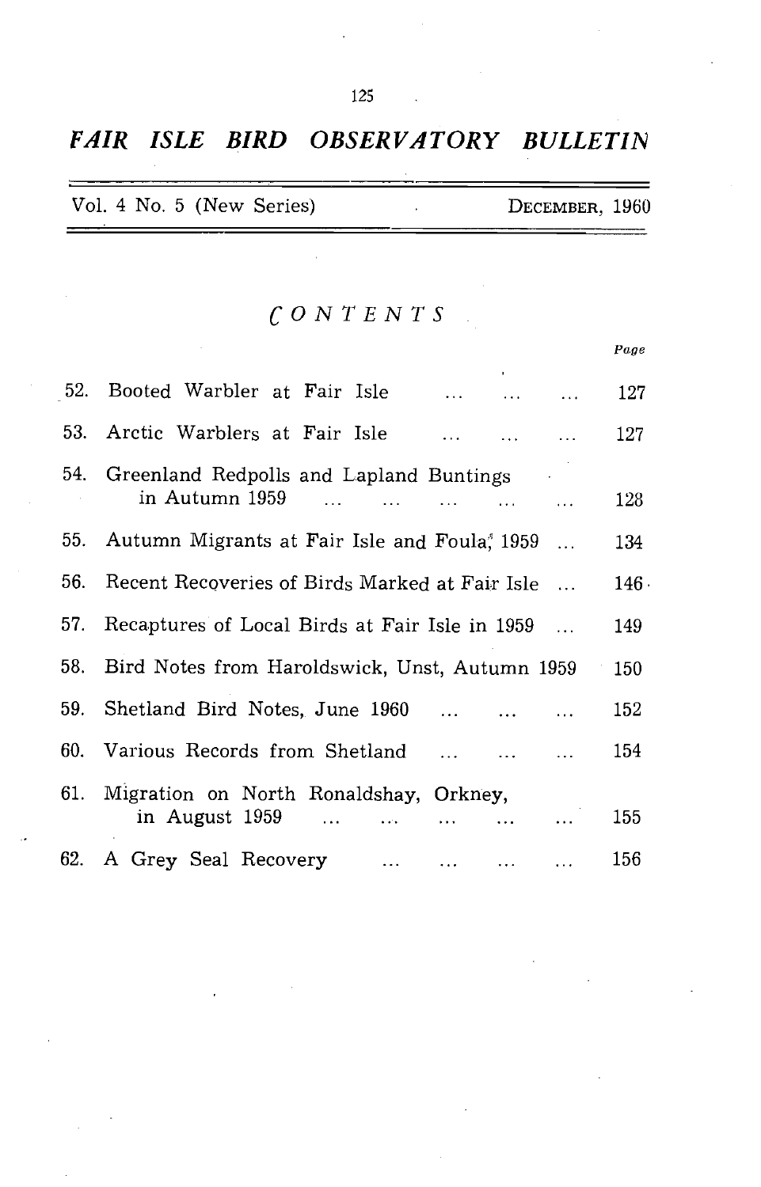# *FAIR ISLE BIRD OBSERVATORY BULLETIN*

Vol. 4 No. 5 (New Series) DECEMBER, 1960

## *CONTENTS*

| | | *Page* |
|---|---|---|
| 52. | Booted Warbler at Fair Isle ... ... ... | 127 |
| 53. | Arctic Warblers at Fair Isle ... ... ... | 127 |
| 54. | Greenland Redpolls and Lapland Buntings in Autumn 1959 ... ... ... ... ... | 128 |
| 55. | Autumn Migrants at Fair Isle and Foula, 1959 ... | 134 |
| 56. | Recent Recoveries of Birds Marked at Fair Isle ... | 146 |
| 57. | Recaptures of Local Birds at Fair Isle in 1959 ... | 149 |
| 58. | Bird Notes from Haroldswick, Unst, Autumn 1959 | 150 |
| 59. | Shetland Bird Notes, June 1960 ... ... ... | 152 |
| 60. | Various Records from Shetland ... ... ... | 154 |
| 61. | Migration on North Ronaldshay, Orkney, in August 1959 ... ... ... ... ... | 155 |
| 62. | A Grey Seal Recovery ... ... ... ... | 156 |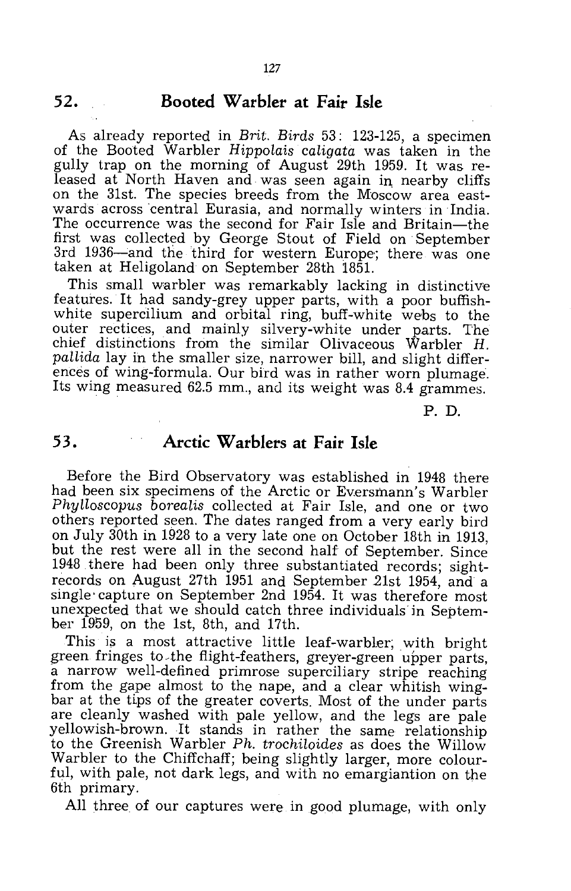## 52. Booted Warbler at Fair Isle

As already reported in *Brit. Birds* 53: 123-125, a specimen of the Booted Warbler *Hippolais caligata* was taken in the gully trap on the morning of August 29th 1959. It was released at North Haven and was seen again in nearby cliffs on the 31st. The species breeds from the Moscow area eastwards across central Eurasia, and normally winters in India. The occurrence was the second for Fair Isle and Britain—the first was collected by George Stout of Field on September 3rd 1936—and the third for western Europe; there was one taken at Heligoland on September 28th 1851.

This small warbler was remarkably lacking in distinctive features. It had sandy-grey upper parts, with a poor buffish-white supercilium and orbital ring, buff-white webs to the outer rectices, and mainly silvery-white under parts. The chief distinctions from the similar Olivaceous Warbler *H. pallida* lay in the smaller size, narrower bill, and slight differences of wing-formula. Our bird was in rather worn plumage. Its wing measured 62.5 mm., and its weight was 8.4 grammes.

P. D.

## 53. Arctic Warblers at Fair Isle

Before the Bird Observatory was established in 1948 there had been six specimens of the Arctic or Eversmann's Warbler *Phylloscopus borealis* collected at Fair Isle, and one or two others reported seen. The dates ranged from a very early bird on July 30th in 1928 to a very late one on October 18th in 1913, but the rest were all in the second half of September. Since 1948 there had been only three substantiated records; sight-records on August 27th 1951 and September 21st 1954, and a single capture on September 2nd 1954. It was therefore most unexpected that we should catch three individuals in September 1959, on the 1st, 8th, and 17th.

This is a most attractive little leaf-warbler, with bright green fringes to the flight-feathers, greyer-green upper parts, a narrow well-defined primrose superciliary stripe reaching from the gape almost to the nape, and a clear whitish wing-bar at the tips of the greater coverts. Most of the under parts are cleanly washed with pale yellow, and the legs are pale yellowish-brown. It stands in rather the same relationship to the Greenish Warbler *Ph. trochiloides* as does the Willow Warbler to the Chiffchaff; being slightly larger, more colourful, with pale, not dark legs, and with no emargiantion on the 6th primary.

All three of our captures were in good plumage, with only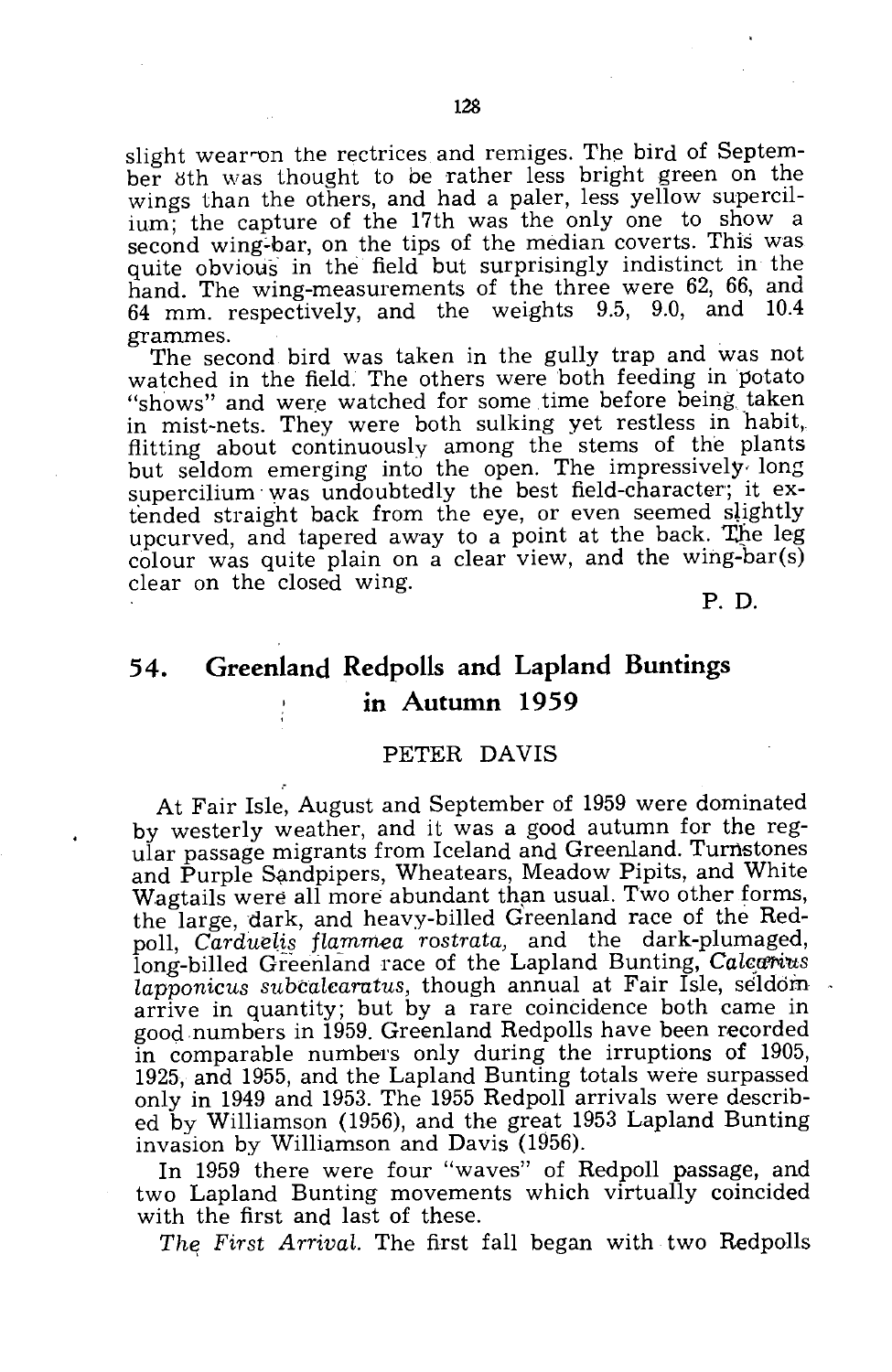slight wear on the rectrices and remiges. The bird of September 8th was thought to be rather less bright green on the wings than the others, and had a paler, less yellow supercilium; the capture of the 17th was the only one to show a second wing-bar, on the tips of the median coverts. This was quite obvious in the field but surprisingly indistinct in the hand. The wing-measurements of the three were 62, 66, and 64 mm. respectively, and the weights 9.5, 9.0, and 10.4 grammes.

The second bird was taken in the gully trap and was not watched in the field. The others were both feeding in potato "shows" and were watched for some time before being taken in mist-nets. They were both sulking yet restless in habit, flitting about continuously among the stems of the plants but seldom emerging into the open. The impressively long supercilium was undoubtedly the best field-character; it extended straight back from the eye, or even seemed slightly upcurved, and tapered away to a point at the back. The leg colour was quite plain on a clear view, and the wing-bar(s) clear on the closed wing.

P. D.

## 54. Greenland Redpolls and Lapland Buntings in Autumn 1959

PETER DAVIS

At Fair Isle, August and September of 1959 were dominated by westerly weather, and it was a good autumn for the regular passage migrants from Iceland and Greenland. Turnstones and Purple Sandpipers, Wheatears, Meadow Pipits, and White Wagtails were all more abundant than usual. Two other forms, the large, dark, and heavy-billed Greenland race of the Redpoll, *Carduelis flammea rostrata,* and the dark-plumaged, long-billed Greenland race of the Lapland Bunting, *Calcarius lapponicus subcalcaratus,* though annual at Fair Isle, seldom arrive in quantity; but by a rare coincidence both came in good numbers in 1959. Greenland Redpolls have been recorded in comparable numbers only during the irruptions of 1905, 1925, and 1955, and the Lapland Bunting totals were surpassed only in 1949 and 1953. The 1955 Redpoll arrivals were described by Williamson (1956), and the great 1953 Lapland Bunting invasion by Williamson and Davis (1956).

In 1959 there were four "waves" of Redpoll passage, and two Lapland Bunting movements which virtually coincided with the first and last of these.

*The First Arrival.* The first fall began with two Redpolls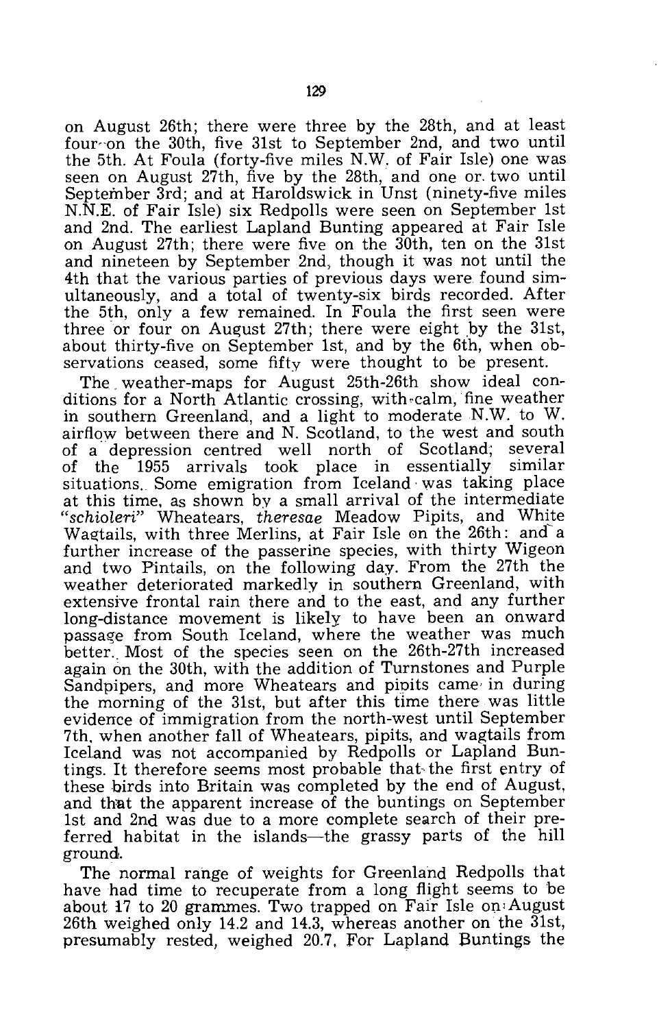on August 26th; there were three by the 28th, and at least four on the 30th, five 31st to September 2nd, and two until the 5th. At Foula (forty-five miles N.W. of Fair Isle) one was seen on August 27th, five by the 28th, and one or two until September 3rd; and at Haroldswick in Unst (ninety-five miles N.N.E. of Fair Isle) six Redpolls were seen on September 1st and 2nd. The earliest Lapland Bunting appeared at Fair Isle on August 27th; there were five on the 30th, ten on the 31st and nineteen by September 2nd, though it was not until the 4th that the various parties of previous days were found simultaneously, and a total of twenty-six birds recorded. After the 5th, only a few remained. In Foula the first seen were three or four on August 27th; there were eight by the 31st, about thirty-five on September 1st, and by the 6th, when observations ceased, some fifty were thought to be present.

The weather-maps for August 25th-26th show ideal conditions for a North Atlantic crossing, with calm, fine weather in southern Greenland, and a light to moderate N.W. to W. airflow between there and N. Scotland, to the west and south of a depression centred well north of Scotland; several of the 1955 arrivals took place in essentially similar situations. Some emigration from Iceland was taking place at this time, as shown by a small arrival of the intermediate "*schioleri*" Wheatears, *theresae* Meadow Pipits, and White Wagtails, with three Merlins, at Fair Isle on the 26th: and a further increase of the passerine species, with thirty Wigeon and two Pintails, on the following day. From the 27th the weather deteriorated markedly in southern Greenland, with extensive frontal rain there and to the east, and any further long-distance movement is likely to have been an onward passage from South Iceland, where the weather was much better. Most of the species seen on the 26th-27th increased again on the 30th, with the addition of Turnstones and Purple Sandpipers, and more Wheatears and pipits came in during the morning of the 31st, but after this time there was little evidence of immigration from the north-west until September 7th, when another fall of Wheatears, pipits, and wagtails from Iceland was not accompanied by Redpolls or Lapland Buntings. It therefore seems most probable that the first entry of these birds into Britain was completed by the end of August, and that the apparent increase of the buntings on September 1st and 2nd was due to a more complete search of their preferred habitat in the islands—the grassy parts of the hill ground.

The normal range of weights for Greenland Redpolls that have had time to recuperate from a long flight seems to be about 17 to 20 grammes. Two trapped on Fair Isle on August 26th weighed only 14.2 and 14.3, whereas another on the 31st, presumably rested, weighed 20.7. For Lapland Buntings the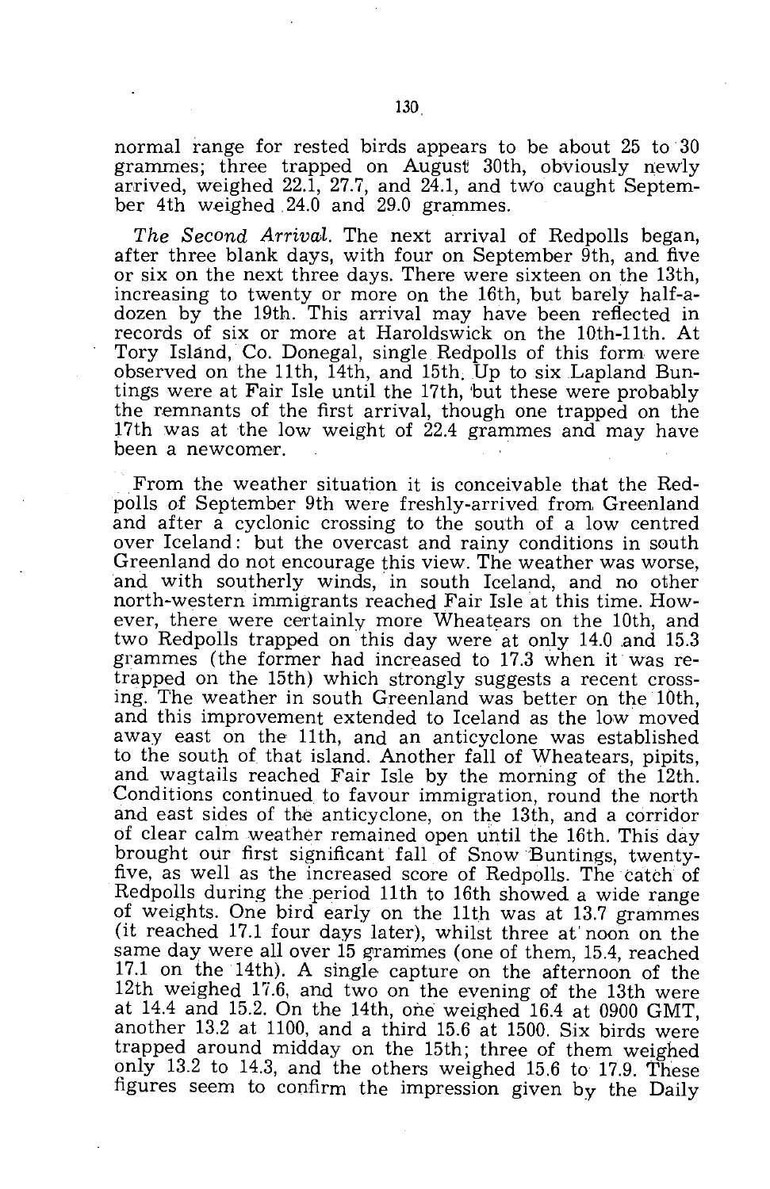normal range for rested birds appears to be about 25 to 30 grammes; three trapped on August 30th, obviously newly arrived, weighed 22.1, 27.7, and 24.1, and two caught September 4th weighed 24.0 and 29.0 grammes.

*The Second Arrival*. The next arrival of Redpolls began, after three blank days, with four on September 9th, and five or six on the next three days. There were sixteen on the 13th, increasing to twenty or more on the 16th, but barely half-a-dozen by the 19th. This arrival may have been reflected in records of six or more at Haroldswick on the 10th-11th. At Tory Island, Co. Donegal, single Redpolls of this form were observed on the 11th, 14th, and 15th. Up to six Lapland Buntings were at Fair Isle until the 17th, but these were probably the remnants of the first arrival, though one trapped on the 17th was at the low weight of 22.4 grammes and may have been a newcomer.

From the weather situation it is conceivable that the Redpolls of September 9th were freshly-arrived from Greenland and after a cyclonic crossing to the south of a low centred over Iceland: but the overcast and rainy conditions in south Greenland do not encourage this view. The weather was worse, and with southerly winds, in south Iceland, and no other north-western immigrants reached Fair Isle at this time. However, there were certainly more Wheatears on the 10th, and two Redpolls trapped on this day were at only 14.0 and 15.3 grammes (the former had increased to 17.3 when it was retrapped on the 15th) which strongly suggests a recent crossing. The weather in south Greenland was better on the 10th, and this improvement extended to Iceland as the low moved away east on the 11th, and an anticyclone was established to the south of that island. Another fall of Wheatears, pipits, and wagtails reached Fair Isle by the morning of the 12th. Conditions continued to favour immigration, round the north and east sides of the anticyclone, on the 13th, and a corridor of clear calm weather remained open until the 16th. This day brought our first significant fall of Snow Buntings, twenty-five, as well as the increased score of Redpolls. The catch of Redpolls during the period 11th to 16th showed a wide range of weights. One bird early on the 11th was at 13.7 grammes (it reached 17.1 four days later), whilst three at noon on the same day were all over 15 grammes (one of them, 15.4, reached 17.1 on the 14th). A single capture on the afternoon of the 12th weighed 17.6, and two on the evening of the 13th were at 14.4 and 15.2. On the 14th, one weighed 16.4 at 0900 GMT, another 13.2 at 1100, and a third 15.6 at 1500. Six birds were trapped around midday on the 15th; three of them weighed only 13.2 to 14.3, and the others weighed 15.6 to 17.9. These figures seem to confirm the impression given by the Daily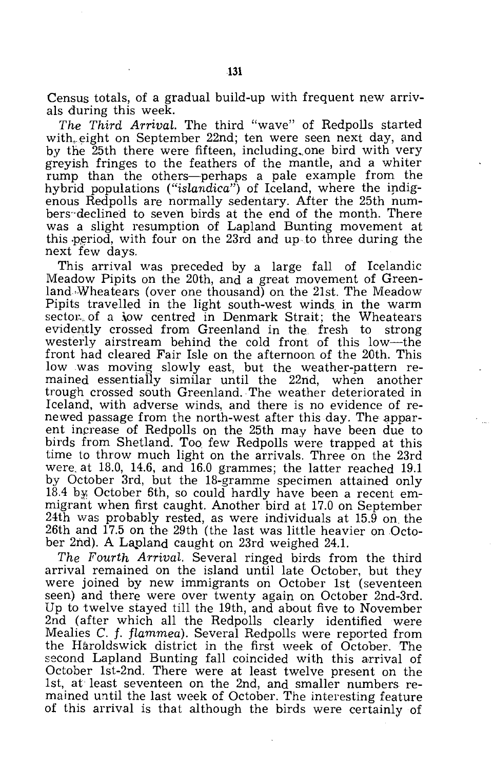Census totals, of a gradual build-up with frequent new arrivals during this week.

*The Third Arrival.* The third "wave" of Redpolls started with eight on September 22nd; ten were seen next day, and by the 25th there were fifteen, including one bird with very greyish fringes to the feathers of the mantle, and a whiter rump than the others—perhaps a pale example from the hybrid populations (*"islandica"*) of Iceland, where the indigenous Redpolls are normally sedentary. After the 25th numbers declined to seven birds at the end of the month. There was a slight resumption of Lapland Bunting movement at this period, with four on the 23rd and up to three during the next few days.

This arrival was preceded by a large fall of Icelandic Meadow Pipits on the 20th, and a great movement of Greenland Wheatears (over one thousand) on the 21st. The Meadow Pipits travelled in the light south-west winds in the warm sector of a low centred in Denmark Strait; the Wheatears evidently crossed from Greenland in the fresh to strong westerly airstream behind the cold front of this low—the front had cleared Fair Isle on the afternoon of the 20th. This low was moving slowly east, but the weather-pattern remained essentially similar until the 22nd, when another trough crossed south Greenland. The weather deteriorated in Iceland, with adverse winds, and there is no evidence of renewed passage from the north-west after this day. The apparent increase of Redpolls on the 25th may have been due to birds from Shetland. Too few Redpolls were trapped at this time to throw much light on the arrivals. Three on the 23rd were at 18.0, 14.6, and 16.0 grammes; the latter reached 19.1 by October 3rd, but the 18-gramme specimen attained only 18.4 by October 6th, so could hardly have been a recent emmigrant when first caught. Another bird at 17.0 on September 24th was probably rested, as were individuals at 15.9 on the 26th and 17.5 on the 29th (the last was little heavier on October 2nd). A Lapland caught on 23rd weighed 24.1.

*The Fourth Arrival.* Several ringed birds from the third arrival remained on the island until late October, but they were joined by new immigrants on October 1st (seventeen seen) and there were over twenty again on October 2nd-3rd. Up to twelve stayed till the 19th, and about five to November 2nd (after which all the Redpolls clearly identified were Mealies *C. f. flammea*). Several Redpolls were reported from the Haroldswick district in the first week of October. The second Lapland Bunting fall coincided with this arrival of October 1st-2nd. There were at least twelve present on the 1st, at least seventeen on the 2nd, and smaller numbers remained until the last week of October. The interesting feature of this arrival is that although the birds were certainly of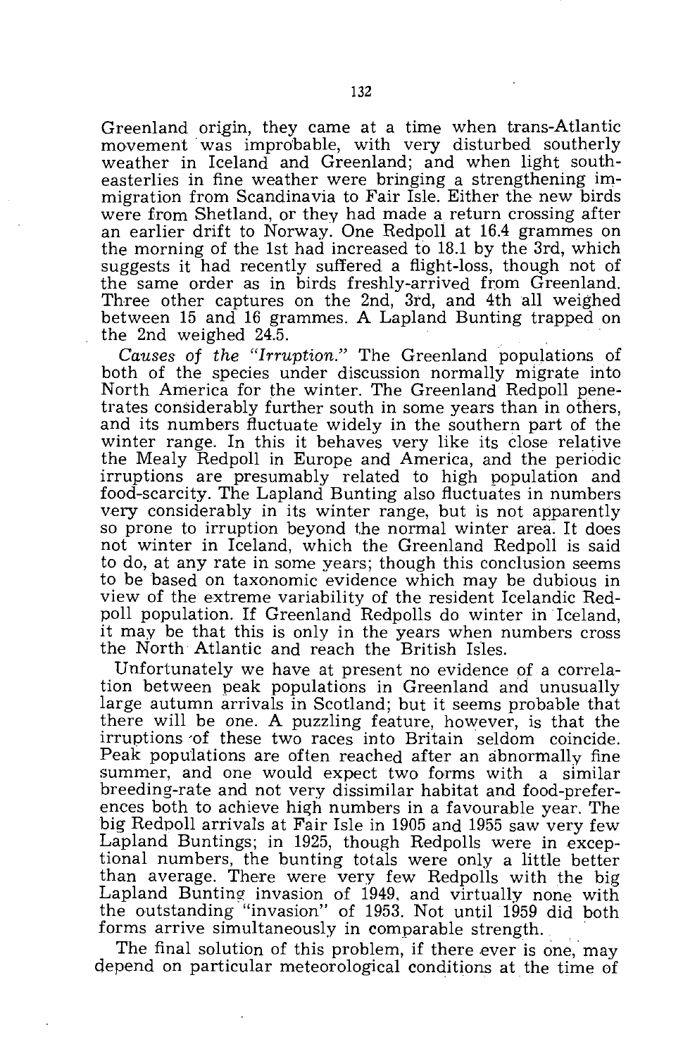Greenland origin, they came at a time when trans-Atlantic movement was improbable, with very disturbed southerly weather in Iceland and Greenland; and when light south-easterlies in fine weather were bringing a strengthening immigration from Scandinavia to Fair Isle. Either the new birds were from Shetland, or they had made a return crossing after an earlier drift to Norway. One Redpoll at 16.4 grammes on the morning of the 1st had increased to 18.1 by the 3rd, which suggests it had recently suffered a flight-loss, though not of the same order as in birds freshly-arrived from Greenland. Three other captures on the 2nd, 3rd, and 4th all weighed between 15 and 16 grammes. A Lapland Bunting trapped on the 2nd weighed 24.5.

*Causes of the "Irruption."* The Greenland populations of both of the species under discussion normally migrate into North America for the winter. The Greenland Redpoll penetrates considerably further south in some years than in others, and its numbers fluctuate widely in the southern part of the winter range. In this it behaves very like its close relative the Mealy Redpoll in Europe and America, and the periodic irruptions are presumably related to high population and food-scarcity. The Lapland Bunting also fluctuates in numbers very considerably in its winter range, but is not apparently so prone to irruption beyond the normal winter area. It does not winter in Iceland, which the Greenland Redpoll is said to do, at any rate in some years; though this conclusion seems to be based on taxonomic evidence which may be dubious in view of the extreme variability of the resident Icelandic Redpoll population. If Greenland Redpolls do winter in Iceland, it may be that this is only in the years when numbers cross the North Atlantic and reach the British Isles.

Unfortunately we have at present no evidence of a correlation between peak populations in Greenland and unusually large autumn arrivals in Scotland; but it seems probable that there will be one. A puzzling feature, however, is that the irruptions of these two races into Britain seldom coincide. Peak populations are often reached after an abnormally fine summer, and one would expect two forms with a similar breeding-rate and not very dissimilar habitat and food-preferences both to achieve high numbers in a favourable year. The big Redpoll arrivals at Fair Isle in 1905 and 1955 saw very few Lapland Buntings; in 1925, though Redpolls were in exceptional numbers, the bunting totals were only a little better than average. There were very few Redpolls with the big Lapland Bunting invasion of 1949, and virtually none with the outstanding "invasion" of 1953. Not until 1959 did both forms arrive simultaneously in comparable strength.

The final solution of this problem, if there ever is one, may depend on particular meteorological conditions at the time of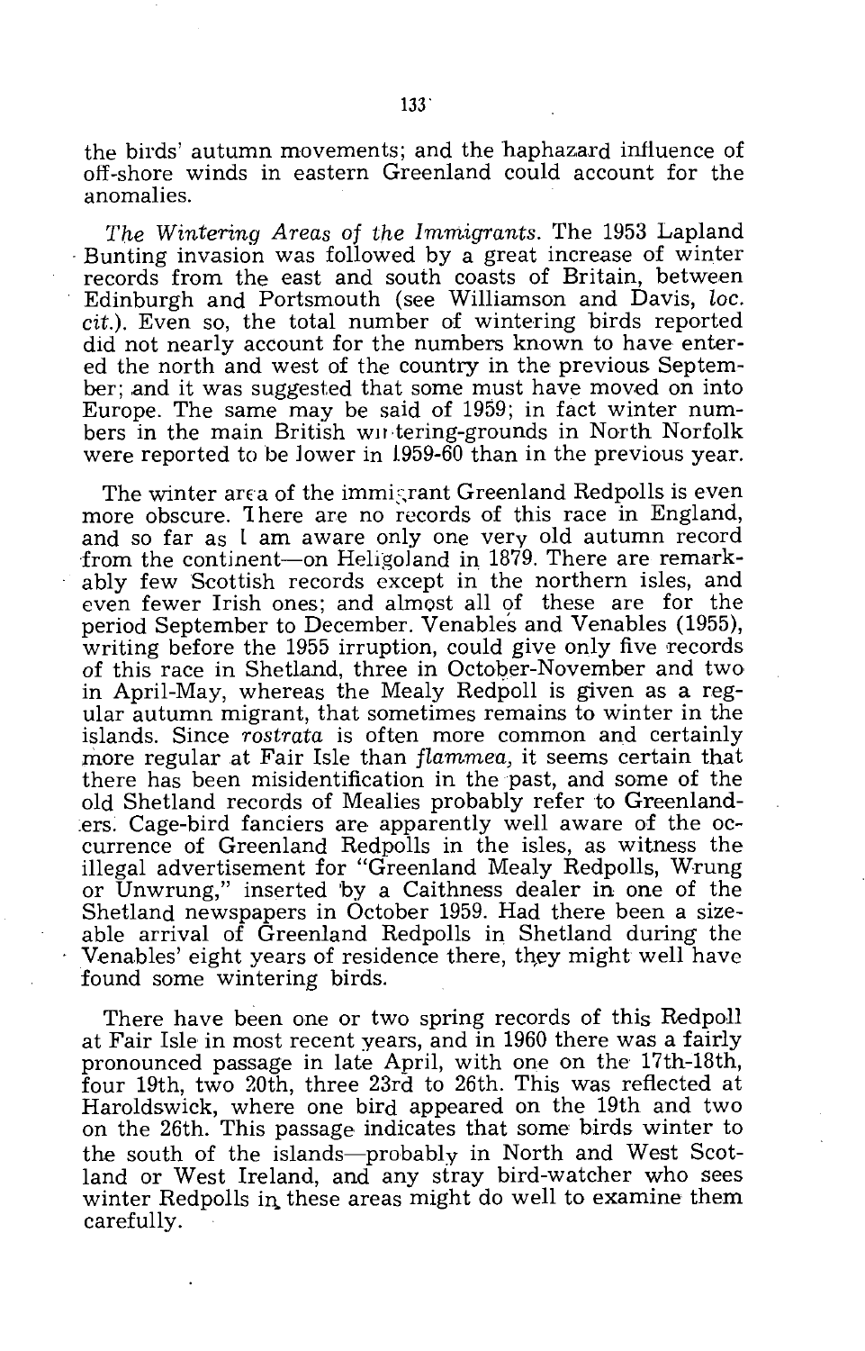the birds' autumn movements; and the haphazard influence of off-shore winds in eastern Greenland could account for the anomalies.

*The Wintering Areas of the Immigrants.* The 1953 Lapland Bunting invasion was followed by a great increase of winter records from the east and south coasts of Britain, between Edinburgh and Portsmouth (see Williamson and Davis, *loc. cit.*). Even so, the total number of wintering birds reported did not nearly account for the numbers known to have entered the north and west of the country in the previous September; and it was suggested that some must have moved on into Europe. The same may be said of 1959; in fact winter numbers in the main British wintering-grounds in North Norfolk were reported to be lower in 1959-60 than in the previous year.

The winter area of the immigrant Greenland Redpolls is even more obscure. There are no records of this race in England, and so far as I am aware only one very old autumn record from the continent—on Heligoland in 1879. There are remarkably few Scottish records except in the northern isles, and even fewer Irish ones; and almost all of these are for the period September to December. Venables and Venables (1955), writing before the 1955 irruption, could give only five records of this race in Shetland, three in October-November and two in April-May, whereas the Mealy Redpoll is given as a regular autumn migrant, that sometimes remains to winter in the islands. Since *rostrata* is often more common and certainly more regular at Fair Isle than *flammea,* it seems certain that there has been misidentification in the past, and some of the old Shetland records of Mealies probably refer to Greenlanders. Cage-bird fanciers are apparently well aware of the occurrence of Greenland Redpolls in the isles, as witness the illegal advertisement for "Greenland Mealy Redpolls, Wrung or Unwrung," inserted by a Caithness dealer in one of the Shetland newspapers in October 1959. Had there been a sizeable arrival of Greenland Redpolls in Shetland during the Venables' eight years of residence there, they might well have found some wintering birds.

There have been one or two spring records of this Redpoll at Fair Isle in most recent years, and in 1960 there was a fairly pronounced passage in late April, with one on the 17th-18th, four 19th, two 20th, three 23rd to 26th. This was reflected at Haroldswick, where one bird appeared on the 19th and two on the 26th. This passage indicates that some birds winter to the south of the islands—probably in North and West Scotland or West Ireland, and any stray bird-watcher who sees winter Redpolls in these areas might do well to examine them carefully.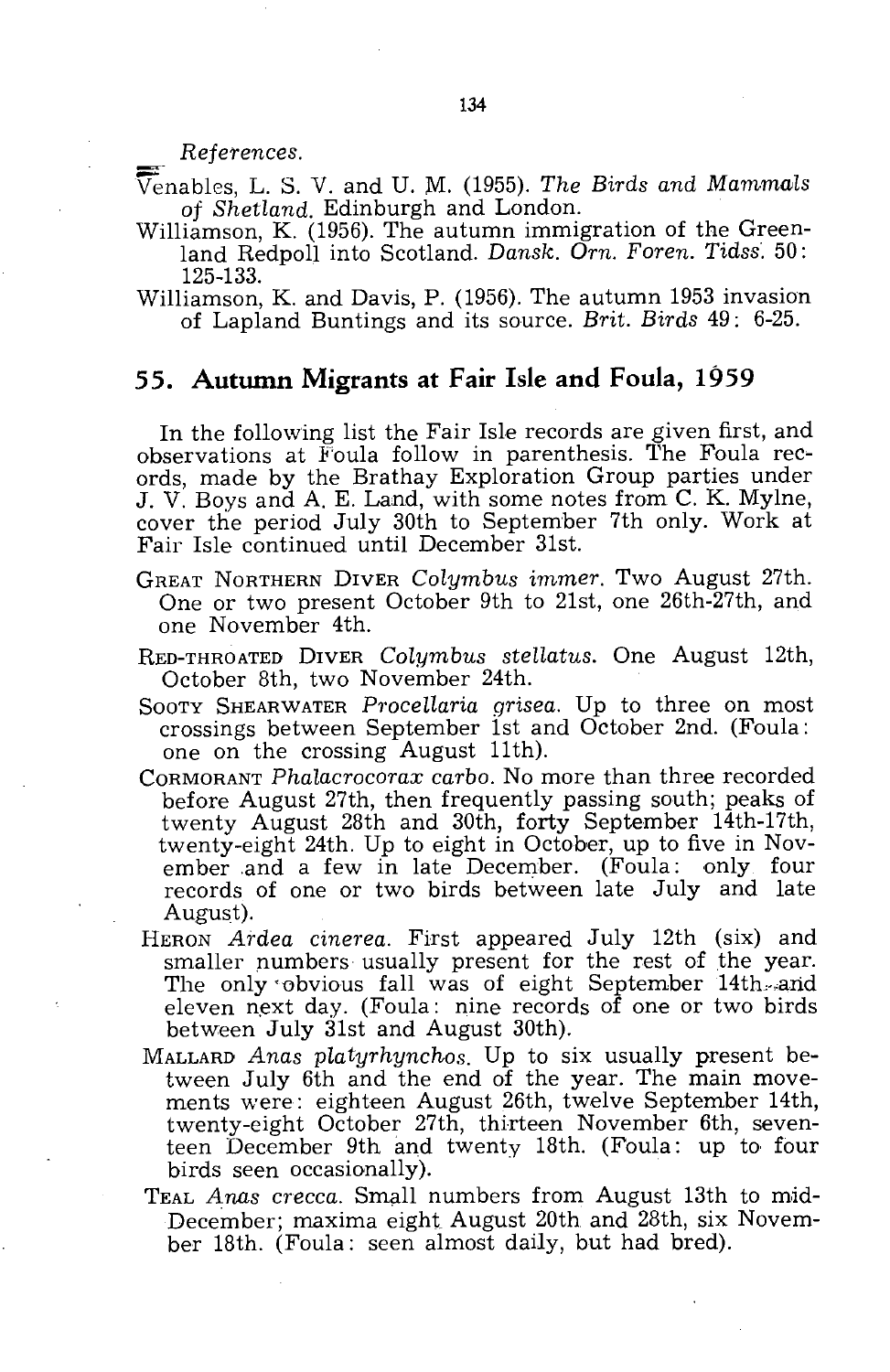*References.*

Venables, L. S. V. and U. M. (1955). *The Birds and Mammals of Shetland.* Edinburgh and London.

Williamson, K. (1956). The autumn immigration of the Greenland Redpoll into Scotland. *Dansk. Orn. Foren. Tidss.* 50: 125-133.

Williamson, K. and Davis, P. (1956). The autumn 1953 invasion of Lapland Buntings and its source. *Brit. Birds* 49: 6-25.

## 55. Autumn Migrants at Fair Isle and Foula, 1959

In the following list the Fair Isle records are given first, and observations at Foula follow in parenthesis. The Foula records, made by the Brathay Exploration Group parties under J. V. Boys and A. E. Land, with some notes from C. K. Mylne, cover the period July 30th to September 7th only. Work at Fair Isle continued until December 31st.

GREAT NORTHERN DIVER *Colymbus immer.* Two August 27th. One or two present October 9th to 21st, one 26th-27th, and one November 4th.

RED-THROATED DIVER *Colymbus stellatus.* One August 12th, October 8th, two November 24th.

SOOTY SHEARWATER *Procellaria grisea.* Up to three on most crossings between September 1st and October 2nd. (Foula: one on the crossing August 11th).

CORMORANT *Phalacrocorax carbo.* No more than three recorded before August 27th, then frequently passing south; peaks of twenty August 28th and 30th, forty September 14th-17th, twenty-eight 24th. Up to eight in October, up to five in November and a few in late December. (Foula: only four records of one or two birds between late July and late August).

HERON *Ardea cinerea.* First appeared July 12th (six) and smaller numbers usually present for the rest of the year. The only obvious fall was of eight September 14th and eleven next day. (Foula: nine records of one or two birds between July 31st and August 30th).

MALLARD *Anas platyrhynchos.* Up to six usually present between July 6th and the end of the year. The main movements were: eighteen August 26th, twelve September 14th, twenty-eight October 27th, thirteen November 6th, seventeen December 9th and twenty 18th. (Foula: up to four birds seen occasionally).

TEAL *Anas crecca.* Small numbers from August 13th to mid-December; maxima eight August 20th and 28th, six November 18th. (Foula: seen almost daily, but had bred).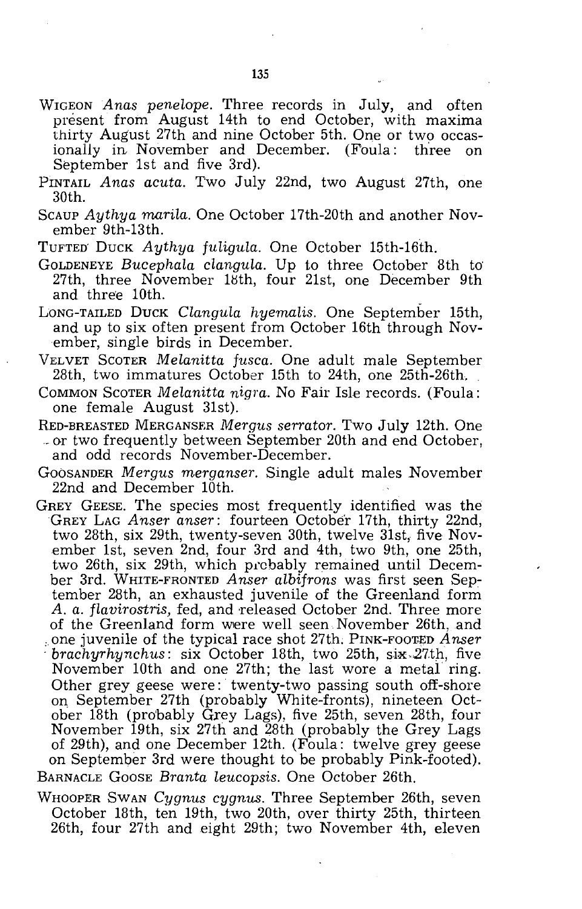WIGEON *Anas penelope*. Three records in July, and often present from August 14th to end October, with maxima thirty August 27th and nine October 5th. One or two occasionally in November and December. (Foula: three on September 1st and five 3rd).

PINTAIL *Anas acuta*. Two July 22nd, two August 27th, one 30th.

SCAUP *Aythya marila*. One October 17th-20th and another November 9th-13th.

TUFTED DUCK *Aythya fuligula*. One October 15th-16th.

GOLDENEYE *Bucephala clangula*. Up to three October 8th to 27th, three November 18th, four 21st, one December 9th and three 10th.

LONG-TAILED DUCK *Clangula hyemalis*. One September 15th, and up to six often present from October 16th through November, single birds in December.

VELVET SCOTER *Melanitta fusca*. One adult male September 28th, two immatures October 15th to 24th, one 25th-26th.

COMMON SCOTER *Melanitta nigra*. No Fair Isle records. (Foula: one female August 31st).

RED-BREASTED MERGANSER *Mergus serrator*. Two July 12th. One or two frequently between September 20th and end October, and odd records November-December.

GOOSANDER *Mergus merganser*. Single adult males November 22nd and December 10th.

GREY GEESE. The species most frequently identified was the GREY LAG *Anser anser*: fourteen October 17th, thirty 22nd, two 28th, six 29th, twenty-seven 30th, twelve 31st, five November 1st, seven 2nd, four 3rd and 4th, two 9th, one 25th, two 26th, six 29th, which probably remained until December 3rd. WHITE-FRONTED *Anser albifrons* was first seen September 28th, an exhausted juvenile of the Greenland form *A. a. flavirostris*, fed, and released October 2nd. Three more of the Greenland form were well seen November 26th, and one juvenile of the typical race shot 27th. PINK-FOOTED *Anser brachyrhynchus*: six October 18th, two 25th, six 27th, five November 10th and one 27th; the last wore a metal ring. Other grey geese were: twenty-two passing south off-shore on September 27th (probably White-fronts), nineteen October 18th (probably Grey Lags), five 25th, seven 28th, four November 19th, six 27th and 28th (probably the Grey Lags of 29th), and one December 12th. (Foula: twelve grey geese on September 3rd were thought to be probably Pink-footed).

BARNACLE GOOSE *Branta leucopsis*. One October 26th.

WHOOPER SWAN *Cygnus cygnus*. Three September 26th, seven October 18th, ten 19th, two 20th, over thirty 25th, thirteen 26th, four 27th and eight 29th; two November 4th, eleven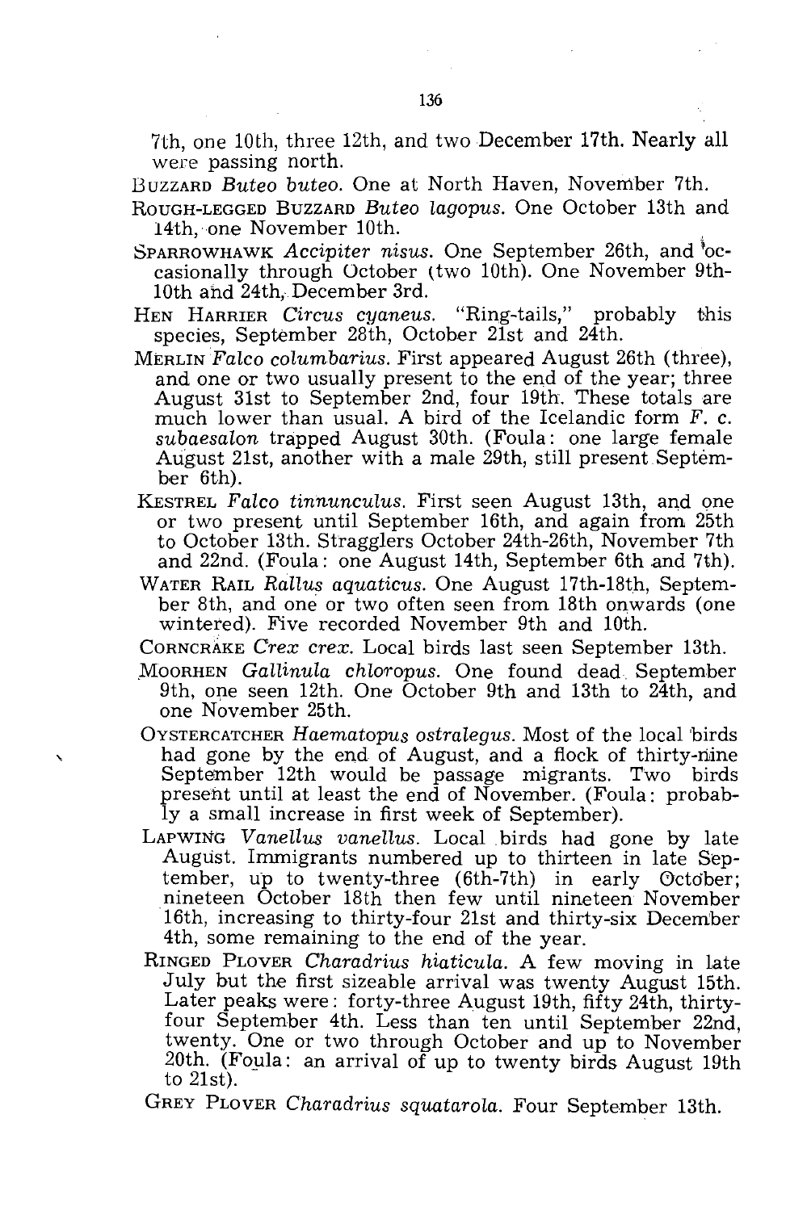7th, one 10th, three 12th, and two December 17th. Nearly all were passing north.

BUZZARD *Buteo buteo*. One at North Haven, November 7th.

ROUGH-LEGGED BUZZARD *Buteo lagopus*. One October 13th and 14th, one November 10th.

SPARROWHAWK *Accipiter nisus*. One September 26th, and occasionally through October (two 10th). One November 9th-10th and 24th, December 3rd.

HEN HARRIER *Circus cyaneus*. "Ring-tails," probably this species, September 28th, October 21st and 24th.

MERLIN *Falco columbarius*. First appeared August 26th (three), and one or two usually present to the end of the year; three August 31st to September 2nd, four 19th. These totals are much lower than usual. A bird of the Icelandic form *F. c. subaesalon* trapped August 30th. (Foula: one large female August 21st, another with a male 29th, still present September 6th).

KESTREL *Falco tinnunculus*. First seen August 13th, and one or two present until September 16th, and again from 25th to October 13th. Stragglers October 24th-26th, November 7th and 22nd. (Foula: one August 14th, September 6th and 7th).

WATER RAIL *Rallus aquaticus*. One August 17th-18th, September 8th, and one or two often seen from 18th onwards (one wintered). Five recorded November 9th and 10th.

CORNCRAKE *Crex crex*. Local birds last seen September 13th.

MOORHEN *Gallinula chloropus*. One found dead September 9th, one seen 12th. One October 9th and 13th to 24th, and one November 25th.

OYSTERCATCHER *Haematopus ostralegus*. Most of the local birds had gone by the end of August, and a flock of thirty-nine September 12th would be passage migrants. Two birds present until at least the end of November. (Foula: probably a small increase in first week of September).

LAPWING *Vanellus vanellus*. Local birds had gone by late August. Immigrants numbered up to thirteen in late September, up to twenty-three (6th-7th) in early October; nineteen October 18th then few until nineteen November 16th, increasing to thirty-four 21st and thirty-six December 4th, some remaining to the end of the year.

RINGED PLOVER *Charadrius hiaticula*. A few moving in late July but the first sizeable arrival was twenty August 15th. Later peaks were: forty-three August 19th, fifty 24th, thirty-four September 4th. Less than ten until September 22nd, twenty. One or two through October and up to November 20th. (Foula: an arrival of up to twenty birds August 19th to 21st).

GREY PLOVER *Charadrius squatarola*. Four September 13th.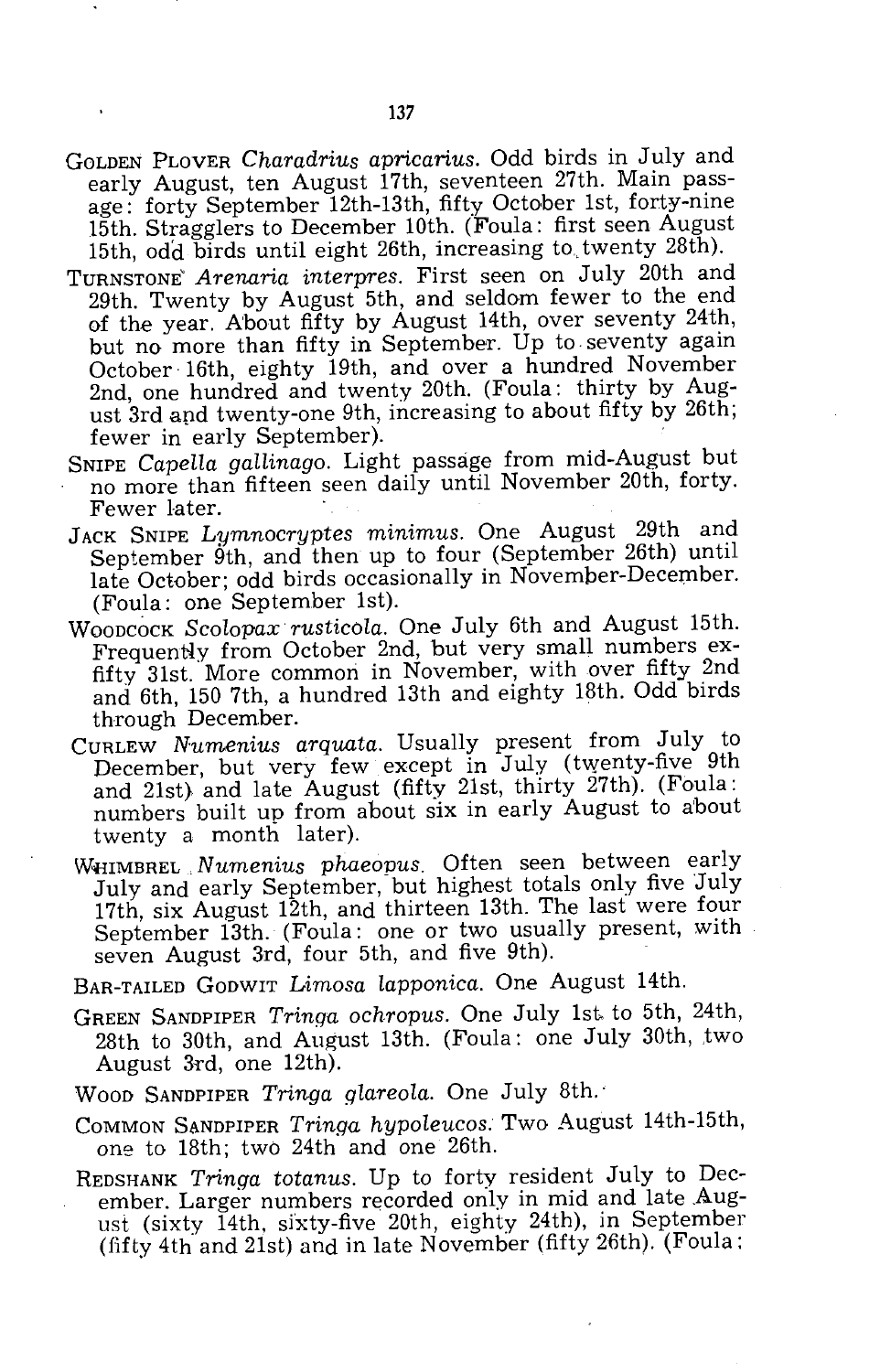GOLDEN PLOVER *Charadrius apricarius*. Odd birds in July and early August, ten August 17th, seventeen 27th. Main passage: forty September 12th-13th, fifty October 1st, forty-nine 15th. Stragglers to December 10th. (Foula: first seen August 15th, odd birds until eight 26th, increasing to twenty 28th).

TURNSTONE *Arenaria interpres*. First seen on July 20th and 29th. Twenty by August 5th, and seldom fewer to the end of the year. About fifty by August 14th, over seventy 24th, but no more than fifty in September. Up to seventy again October 16th, eighty 19th, and over a hundred November 2nd, one hundred and twenty 20th. (Foula: thirty by August 3rd and twenty-one 9th, increasing to about fifty by 26th; fewer in early September).

SNIPE *Capella gallinago*. Light passage from mid-August but no more than fifteen seen daily until November 20th, forty. Fewer later.

JACK SNIPE *Lymnocryptes minimus*. One August 29th and September 9th, and then up to four (September 26th) until late October; odd birds occasionally in November-December. (Foula: one September 1st).

WOODCOCK *Scolopax rusticola*. One July 6th and August 15th. Frequently from October 2nd, but very small numbers except fifty 31st. More common in November, with over fifty 2nd and 6th, 150 7th, a hundred 13th and eighty 18th. Odd birds through December.

CURLEW *Numenius arquata*. Usually present from July to December, but very few except in July (twenty-five 9th and 21st) and late August (fifty 21st, thirty 27th). (Foula: numbers built up from about six in early August to about twenty a month later).

WHIMBREL *Numenius phaeopus*. Often seen between early July and early September, but highest totals only five July 17th, six August 12th, and thirteen 13th. The last were four September 13th. (Foula: one or two usually present, with seven August 3rd, four 5th, and five 9th).

BAR-TAILED GODWIT *Limosa lapponica*. One August 14th.

GREEN SANDPIPER *Tringa ochropus*. One July 1st to 5th, 24th, 28th to 30th, and August 13th. (Foula: one July 30th, two August 3rd, one 12th).

WOOD SANDPIPER *Tringa glareola*. One July 8th.

COMMON SANDPIPER *Tringa hypoleucos*. Two August 14th-15th, one to 18th; two 24th and one 26th.

REDSHANK *Tringa totanus*. Up to forty resident July to December. Larger numbers recorded only in mid and late August (sixty 14th, sixty-five 20th, eighty 24th), in September (fifty 4th and 21st) and in late November (fifty 26th). (Foula;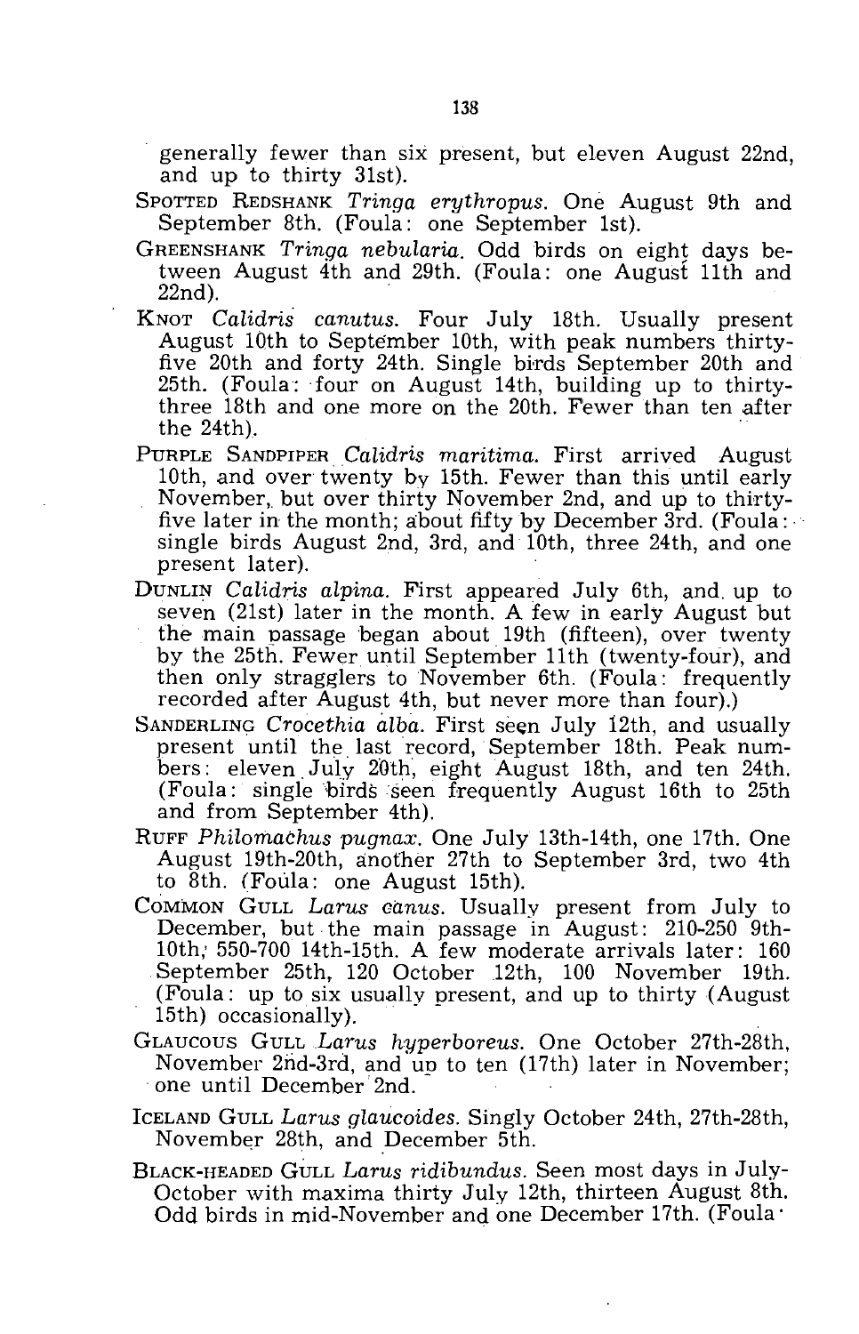generally fewer than six present, but eleven August 22nd, and up to thirty 31st).

SPOTTED REDSHANK *Tringa erythropus*. One August 9th and September 8th. (Foula: one September 1st).

GREENSHANK *Tringa nebularia*. Odd birds on eight days between August 4th and 29th. (Foula: one August 11th and 22nd).

KNOT *Calidris canutus*. Four July 18th. Usually present August 10th to September 10th, with peak numbers thirty-five 20th and forty 24th. Single birds September 20th and 25th. (Foula: four on August 14th, building up to thirty-three 18th and one more on the 20th. Fewer than ten after the 24th).

PURPLE SANDPIPER *Calidris maritima*. First arrived August 10th, and over twenty by 15th. Fewer than this until early November, but over thirty November 2nd, and up to thirty-five later in the month; about fifty by December 3rd. (Foula: single birds August 2nd, 3rd, and 10th, three 24th, and one present later).

DUNLIN *Calidris alpina*. First appeared July 6th, and up to seven (21st) later in the month. A few in early August but the main passage began about 19th (fifteen), over twenty by the 25th. Fewer until September 11th (twenty-four), and then only stragglers to November 6th. (Foula: frequently recorded after August 4th, but never more than four).)

SANDERLING *Crocethia alba*. First seen July 12th, and usually present until the last record, September 18th. Peak numbers: eleven July 20th, eight August 18th, and ten 24th. (Foula: single birds seen frequently August 16th to 25th and from September 4th).

RUFF *Philomachus pugnax*. One July 13th-14th, one 17th. One August 19th-20th, another 27th to September 3rd, two 4th to 8th. (Foula: one August 15th).

COMMON GULL *Larus canus*. Usually present from July to December, but the main passage in August: 210-250 9th-10th, 550-700 14th-15th. A few moderate arrivals later: 160 September 25th, 120 October 12th, 100 November 19th. (Foula: up to six usually present, and up to thirty (August 15th) occasionally).

GLAUCOUS GULL *Larus hyperboreus*. One October 27th-28th, November 2nd-3rd, and up to ten (17th) later in November; one until December 2nd.

ICELAND GULL *Larus glaucoides*. Singly October 24th, 27th-28th, November 28th, and December 5th.

BLACK-HEADED GULL *Larus ridibundus*. Seen most days in July-October with maxima thirty July 12th, thirteen August 8th. Odd birds in mid-November and one December 17th. (Foula·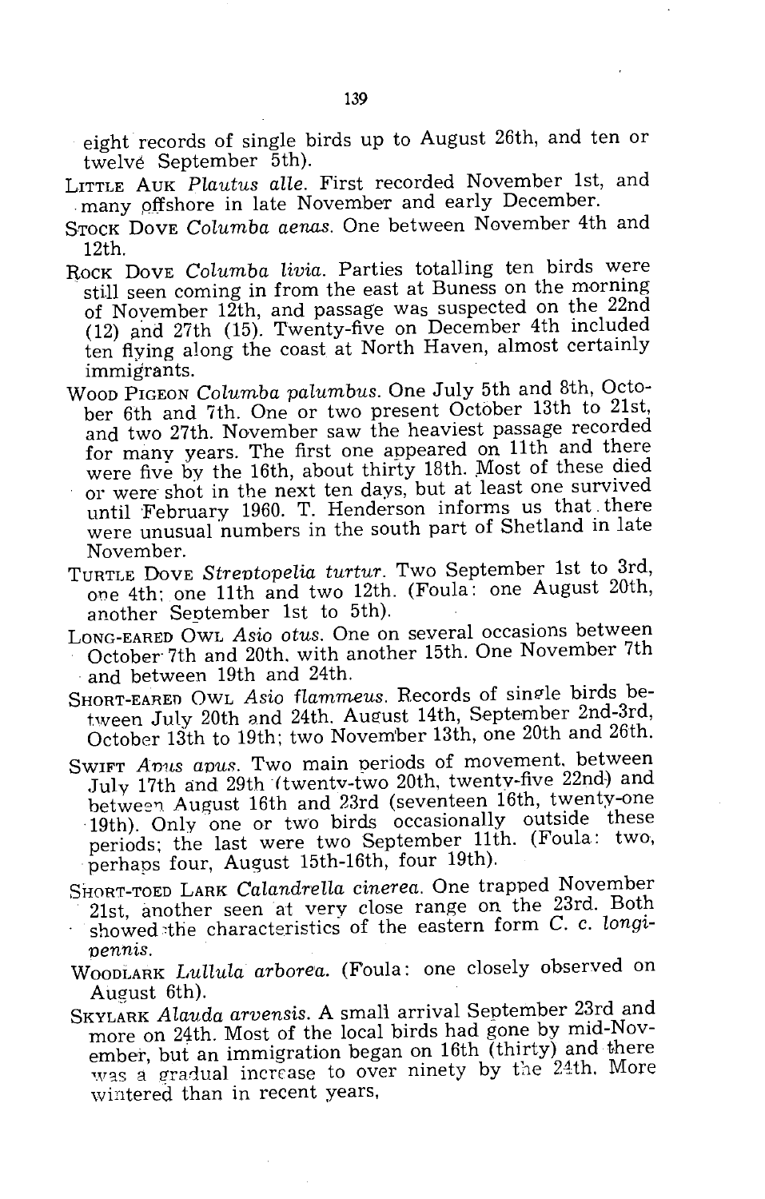eight records of single birds up to August 26th, and ten or twelve September 5th).

LITTLE AUK *Plautus alle*. First recorded November 1st, and many offshore in late November and early December.

STOCK DOVE *Columba aenas*. One between November 4th and 12th.

ROCK DOVE *Columba livia*. Parties totalling ten birds were still seen coming in from the east at Buness on the morning of November 12th, and passage was suspected on the 22nd (12) and 27th (15). Twenty-five on December 4th included ten flying along the coast at North Haven, almost certainly immigrants.

WOOD PIGEON *Columba palumbus*. One July 5th and 8th, October 6th and 7th. One or two present October 13th to 21st, and two 27th. November saw the heaviest passage recorded for many years. The first one appeared on 11th and there were five by the 16th, about thirty 18th. Most of these died or were shot in the next ten days, but at least one survived until February 1960. T. Henderson informs us that there were unusual numbers in the south part of Shetland in late November.

TURTLE DOVE *Streptopelia turtur*. Two September 1st to 3rd, one 4th; one 11th and two 12th. (Foula: one August 20th, another September 1st to 5th).

LONG-EARED OWL *Asio otus*. One on several occasions between October 7th and 20th, with another 15th. One November 7th and between 19th and 24th.

SHORT-EARED OWL *Asio flammeus*. Records of single birds between July 20th and 24th, August 14th, September 2nd-3rd, October 13th to 19th; two November 13th, one 20th and 26th.

SWIFT *Apus apus*. Two main periods of movement, between July 17th and 29th (twenty-two 20th, twenty-five 22nd) and between August 16th and 23rd (seventeen 16th, twenty-one 19th). Only one or two birds occasionally outside these periods; the last were two September 11th. (Foula: two, perhaps four, August 15th-16th, four 19th).

SHORT-TOED LARK *Calandrella cinerea*. One trapped November 21st, another seen at very close range on the 23rd. Both showed the characteristics of the eastern form *C. c. longipennis*.

WOODLARK *Lullula arborea*. (Foula: one closely observed on August 6th).

SKYLARK *Alauda arvensis*. A small arrival September 23rd and more on 24th. Most of the local birds had gone by mid-November, but an immigration began on 16th (thirty) and there was a gradual increase to over ninety by the 24th. More wintered than in recent years,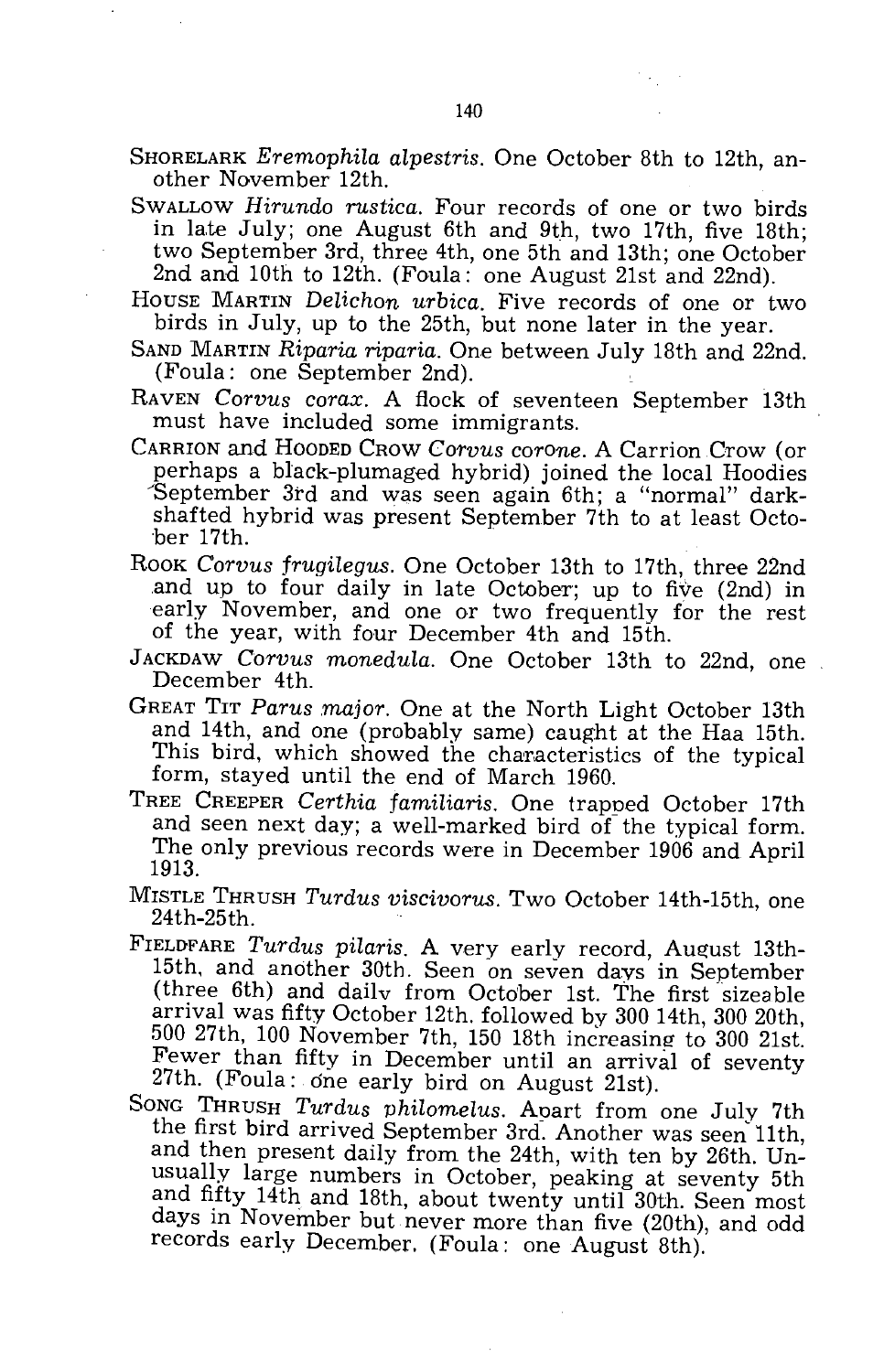SHORELARK *Eremophila alpestris*. One October 8th to 12th, another November 12th.

SWALLOW *Hirundo rustica*. Four records of one or two birds in late July; one August 6th and 9th, two 17th, five 18th; two September 3rd, three 4th, one 5th and 13th; one October 2nd and 10th to 12th. (Foula: one August 21st and 22nd).

HOUSE MARTIN *Delichon urbica*. Five records of one or two birds in July, up to the 25th, but none later in the year.

SAND MARTIN *Riparia riparia*. One between July 18th and 22nd. (Foula: one September 2nd).

RAVEN *Corvus corax*. A flock of seventeen September 13th must have included some immigrants.

CARRION and HOODED CROW *Corvus corone*. A Carrion Crow (or perhaps a black-plumaged hybrid) joined the local Hoodies September 3rd and was seen again 6th; a "normal" dark-shafted hybrid was present September 7th to at least October 17th.

ROOK *Corvus frugilegus*. One October 13th to 17th, three 22nd and up to four daily in late October; up to five (2nd) in early November, and one or two frequently for the rest of the year, with four December 4th and 15th.

JACKDAW *Corvus monedula*. One October 13th to 22nd, one December 4th.

GREAT TIT *Parus major*. One at the North Light October 13th and 14th, and one (probably same) caught at the Haa 15th. This bird, which showed the characteristics of the typical form, stayed until the end of March 1960.

TREE CREEPER *Certhia familiaris*. One trapped October 17th and seen next day; a well-marked bird of the typical form. The only previous records were in December 1906 and April 1913.

MISTLE THRUSH *Turdus viscivorus*. Two October 14th-15th, one 24th-25th.

FIELDFARE *Turdus pilaris*. A very early record, August 13th-15th, and another 30th. Seen on seven days in September (three 6th) and daily from October 1st. The first sizeable arrival was fifty October 12th, followed by 300 14th, 300 20th, 500 27th, 100 November 7th, 150 18th increasing to 300 21st. Fewer than fifty in December until an arrival of seventy 27th. (Foula: one early bird on August 21st).

SONG THRUSH *Turdus philomelus*. Apart from one July 7th the first bird arrived September 3rd. Another was seen 11th, and then present daily from the 24th, with ten by 26th. Unusually large numbers in October, peaking at seventy 5th and fifty 14th and 18th, about twenty until 30th. Seen most days in November but never more than five (20th), and odd records early December. (Foula: one August 8th).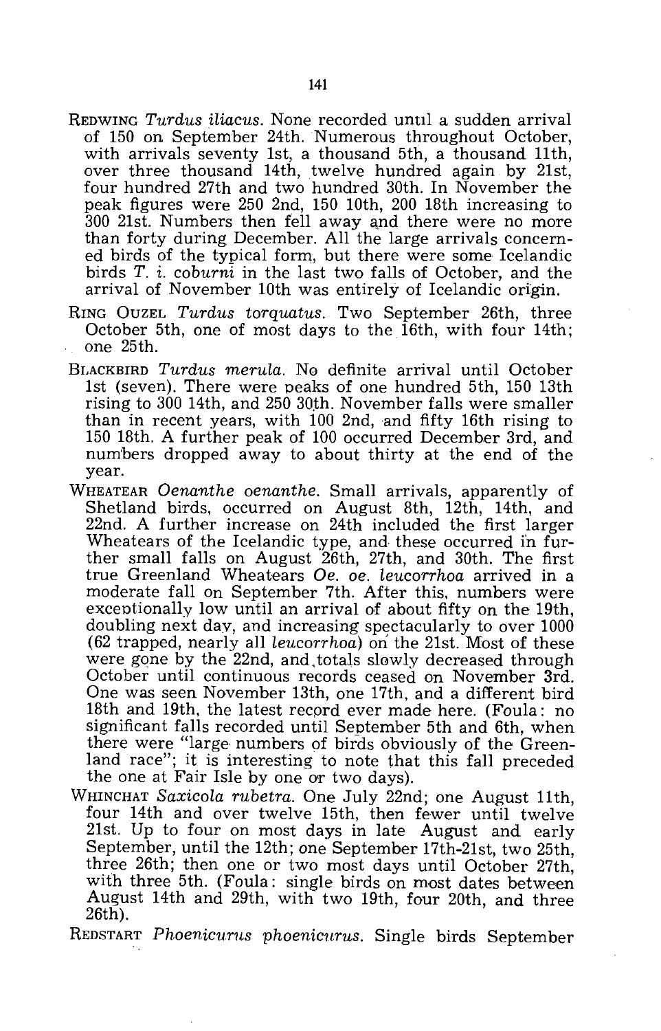REDWING *Turdus iliacus*. None recorded until a sudden arrival of 150 on September 24th. Numerous throughout October, with arrivals seventy 1st, a thousand 5th, a thousand 11th, over three thousand 14th, twelve hundred again by 21st, four hundred 27th and two hundred 30th. In November the peak figures were 250 2nd, 150 10th, 200 18th increasing to 300 21st. Numbers then fell away and there were no more than forty during December. All the large arrivals concerned birds of the typical form, but there were some Icelandic birds *T. i. coburni* in the last two falls of October, and the arrival of November 10th was entirely of Icelandic origin.

RING OUZEL *Turdus torquatus*. Two September 26th, three October 5th, one of most days to the 16th, with four 14th; one 25th.

BLACKBIRD *Turdus merula*. No definite arrival until October 1st (seven). There were peaks of one hundred 5th, 150 13th rising to 300 14th, and 250 30th. November falls were smaller than in recent years, with 100 2nd, and fifty 16th rising to 150 18th. A further peak of 100 occurred December 3rd, and numbers dropped away to about thirty at the end of the year.

WHEATEAR *Oenanthe oenanthe*. Small arrivals, apparently of Shetland birds, occurred on August 8th, 12th, 14th, and 22nd. A further increase on 24th included the first larger Wheatears of the Icelandic type, and these occurred in further small falls on August 26th, 27th, and 30th. The first true Greenland Wheatears *Oe. oe. leucorrhoa* arrived in a moderate fall on September 7th. After this, numbers were exceptionally low until an arrival of about fifty on the 19th, doubling next day, and increasing spectacularly to over 1000 (62 trapped, nearly all *leucorrhoa*) on the 21st. Most of these were gone by the 22nd, and totals slowly decreased through October until continuous records ceased on November 3rd. One was seen November 13th, one 17th, and a different bird 18th and 19th, the latest record ever made here. (Foula: no significant falls recorded until September 5th and 6th, when there were "large numbers of birds obviously of the Greenland race"; it is interesting to note that this fall preceded the one at Fair Isle by one or two days).

WHINCHAT *Saxicola rubetra*. One July 22nd; one August 11th, four 14th and over twelve 15th, then fewer until twelve 21st. Up to four on most days in late August and early September, until the 12th; one September 17th-21st, two 25th, three 26th; then one or two most days until October 27th, with three 5th. (Foula: single birds on most dates between August 14th and 29th, with two 19th, four 20th, and three 26th).

REDSTART *Phoenicurus phoenicurus*. Single birds September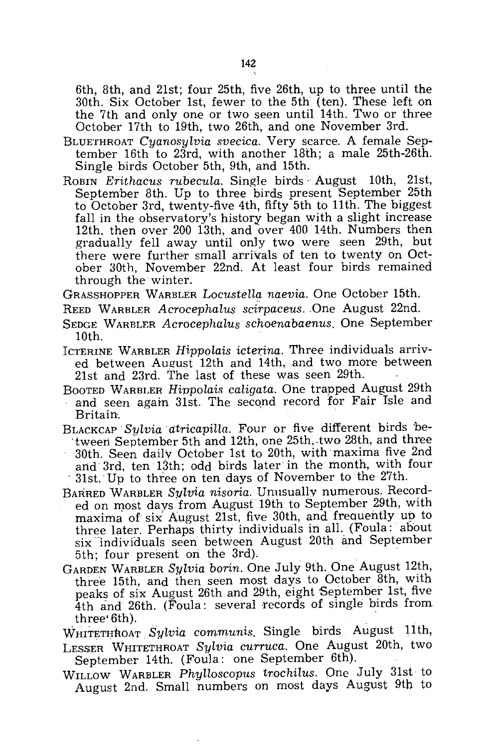6th, 8th, and 21st; four 25th, five 26th, up to three until the 30th. Six October 1st, fewer to the 5th (ten). These left on the 7th and only one or two seen until 14th. Two or three October 17th to 19th, two 26th, and one November 3rd.

BLUETHROAT *Cyanosylvia svecica*. Very scarce. A female September 16th to 23rd, with another 18th; a male 25th-26th. Single birds October 5th, 9th, and 15th.

ROBIN *Erithacus rubecula*. Single birds August 10th, 21st, September 8th. Up to three birds present September 25th to October 3rd, twenty-five 4th, fifty 5th to 11th. The biggest fall in the observatory's history began with a slight increase 12th, then over 200 13th, and over 400 14th. Numbers then gradually fell away until only two were seen 29th, but there were further small arrivals of ten to twenty on October 30th, November 22nd. At least four birds remained through the winter.

GRASSHOPPER WARBLER *Locustella naevia*. One October 15th.

REED WARBLER *Acrocephalus scirpaceus*. One August 22nd.

SEDGE WARBLER *Acrocephalus schoenabaenus*. One September 10th.

ICTERINE WARBLER *Hippolais icterina*. Three individuals arrived between August 12th and 14th, and two more between 21st and 23rd. The last of these was seen 29th.

BOOTED WARBLER *Hippolais caligata*. One trapped August 29th and seen again 31st. The second record for Fair Isle and Britain.

BLACKCAP *Sylvia atricapilla*. Four or five different birds between September 5th and 12th, one 25th, two 28th, and three 30th. Seen daily October 1st to 20th, with maxima five 2nd and 3rd, ten 13th; odd birds later in the month, with four 31st. Up to three on ten days of November to the 27th.

BARRED WARBLER *Sylvia nisoria*. Unusually numerous. Recorded on most days from August 19th to September 29th, with maxima of six August 21st, five 30th, and frequently up to three later. Perhaps thirty individuals in all. (Foula: about six individuals seen between August 20th and September 5th; four present on the 3rd).

GARDEN WARBLER *Sylvia borin*. One July 9th. One August 12th, three 15th, and then seen most days to October 8th, with peaks of six August 26th and 29th, eight September 1st, five 4th and 26th. (Foula: several records of single birds from three 6th).

WHITETHROAT *Sylvia communis*. Single birds August 11th,

LESSER WHITETHROAT *Sylvia curruca*. One August 20th, two September 14th. (Foula: one September 6th).

WILLOW WARBLER *Phylloscopus trochilus*. One July 31st to August 2nd. Small numbers on most days August 9th to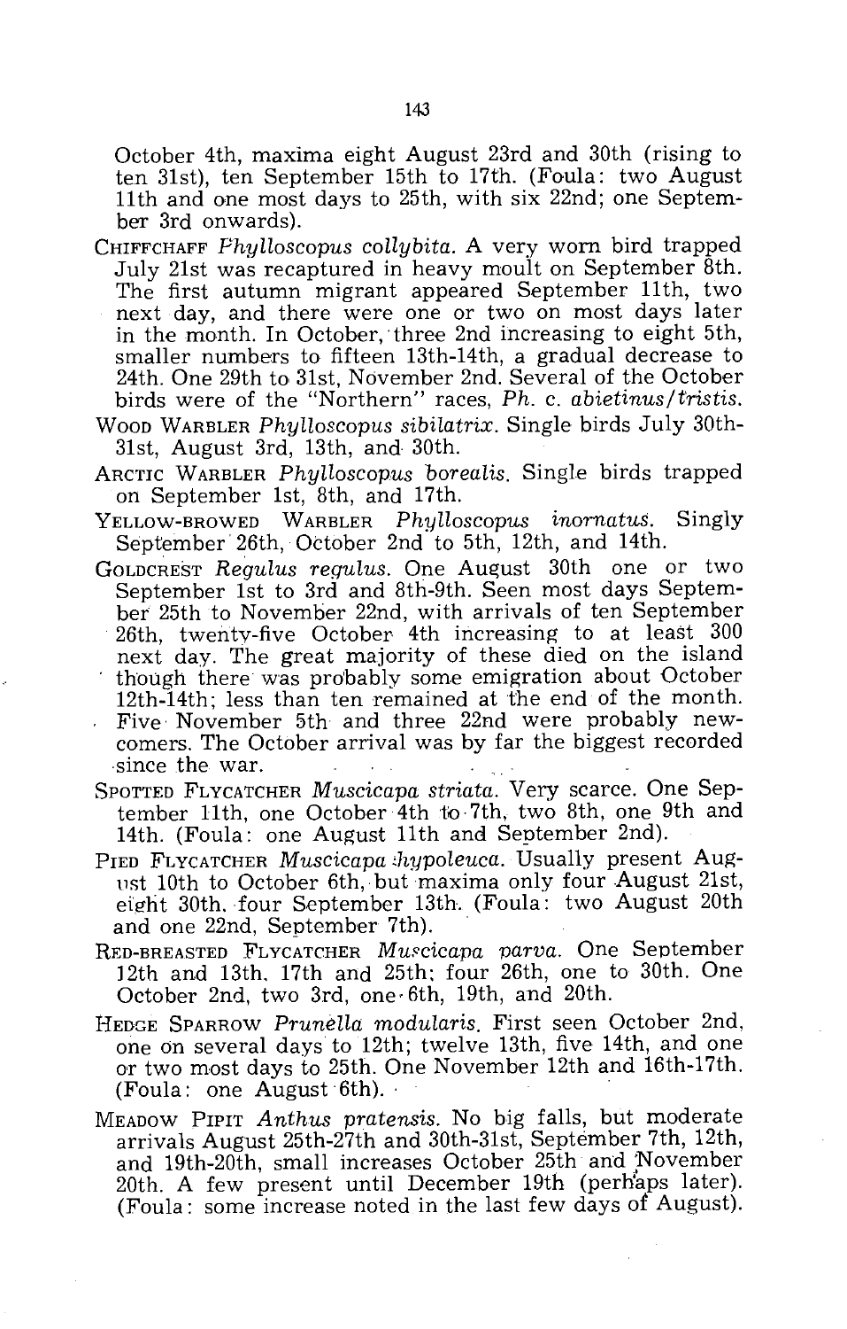October 4th, maxima eight August 23rd and 30th (rising to ten 31st), ten September 15th to 17th. (Foula: two August 11th and one most days to 25th, with six 22nd; one September 3rd onwards).

CHIFFCHAFF *Phylloscopus collybita*. A very worn bird trapped July 21st was recaptured in heavy moult on September 8th. The first autumn migrant appeared September 11th, two next day, and there were one or two on most days later in the month. In October, three 2nd increasing to eight 5th, smaller numbers to fifteen 13th-14th, a gradual decrease to 24th. One 29th to 31st, November 2nd. Several of the October birds were of the "Northern" races, *Ph. c. abietinus/tristis*.

WOOD WARBLER *Phylloscopus sibilatrix*. Single birds July 30th-31st, August 3rd, 13th, and 30th.

ARCTIC WARBLER *Phylloscopus borealis*. Single birds trapped on September 1st, 8th, and 17th.

YELLOW-BROWED WARBLER *Phylloscopus inornatus*. Singly September 26th, October 2nd to 5th, 12th, and 14th.

GOLDCREST *Regulus regulus*. One August 30th one or two September 1st to 3rd and 8th-9th. Seen most days September 25th to November 22nd, with arrivals of ten September 26th, twenty-five October 4th increasing to at least 300 next day. The great majority of these died on the island though there was probably some emigration about October 12th-14th; less than ten remained at the end of the month. Five November 5th and three 22nd were probably newcomers. The October arrival was by far the biggest recorded since the war.

SPOTTED FLYCATCHER *Muscicapa striata*. Very scarce. One September 11th, one October 4th to 7th, two 8th, one 9th and 14th. (Foula: one August 11th and September 2nd).

PIED FLYCATCHER *Muscicapa hypoleuca*. Usually present August 10th to October 6th, but maxima only four August 21st, eight 30th, four September 13th. (Foula: two August 20th and one 22nd, September 7th).

RED-BREASTED FLYCATCHER *Muscicapa parva*. One September 12th and 13th, 17th and 25th; four 26th, one to 30th. One October 2nd, two 3rd, one 6th, 19th, and 20th.

HEDGE SPARROW *Prunella modularis*. First seen October 2nd, one on several days to 12th; twelve 13th, five 14th, and one or two most days to 25th. One November 12th and 16th-17th. (Foula: one August 6th).

MEADOW PIPIT *Anthus pratensis*. No big falls, but moderate arrivals August 25th-27th and 30th-31st, September 7th, 12th, and 19th-20th, small increases October 25th and November 20th. A few present until December 19th (perhaps later). (Foula: some increase noted in the last few days of August).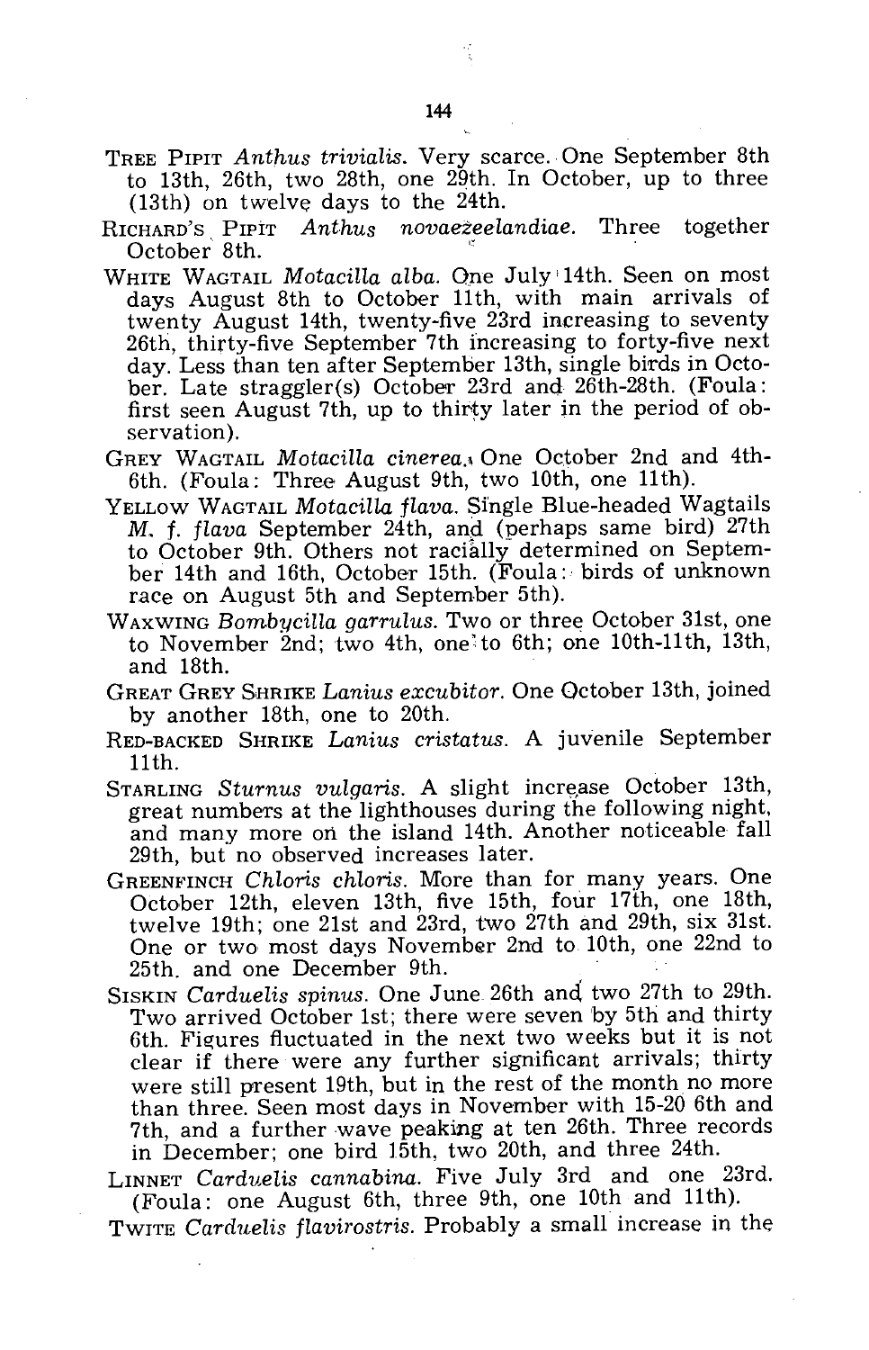TREE PIPIT *Anthus trivialis*. Very scarce. One September 8th to 13th, 26th, two 28th, one 29th. In October, up to three (13th) on twelve days to the 24th.

RICHARD'S PIPIT *Anthus novaezeelandiae*. Three together October 8th.

WHITE WAGTAIL *Motacilla alba*. One July 14th. Seen on most days August 8th to October 11th, with main arrivals of twenty August 14th, twenty-five 23rd increasing to seventy 26th, thirty-five September 7th increasing to forty-five next day. Less than ten after September 13th, single birds in October. Late straggler(s) October 23rd and 26th-28th. (Foula: first seen August 7th, up to thirty later in the period of observation).

GREY WAGTAIL *Motacilla cinerea*. One October 2nd and 4th-6th. (Foula: Three August 9th, two 10th, one 11th).

YELLOW WAGTAIL *Motacilla flava*. Single Blue-headed Wagtails *M. f. flava* September 24th, and (perhaps same bird) 27th to October 9th. Others not racially determined on September 14th and 16th, October 15th. (Foula: birds of unknown race on August 5th and September 5th).

WAXWING *Bombycilla garrulus*. Two or three October 31st, one to November 2nd; two 4th, one to 6th; one 10th-11th, 13th, and 18th.

GREAT GREY SHRIKE *Lanius excubitor*. One October 13th, joined by another 18th, one to 20th.

RED-BACKED SHRIKE *Lanius cristatus*. A juvenile September 11th.

STARLING *Sturnus vulgaris*. A slight increase October 13th, great numbers at the lighthouses during the following night, and many more on the island 14th. Another noticeable fall 29th, but no observed increases later.

GREENFINCH *Chloris chloris*. More than for many years. One October 12th, eleven 13th, five 15th, four 17th, one 18th, twelve 19th; one 21st and 23rd, two 27th and 29th, six 31st. One or two most days November 2nd to 10th, one 22nd to 25th. and one December 9th.

SISKIN *Carduelis spinus*. One June 26th and two 27th to 29th. Two arrived October 1st; there were seven by 5th and thirty 6th. Figures fluctuated in the next two weeks but it is not clear if there were any further significant arrivals; thirty were still present 19th, but in the rest of the month no more than three. Seen most days in November with 15-20 6th and 7th, and a further wave peaking at ten 26th. Three records in December; one bird 15th, two 20th, and three 24th.

LINNET *Carduelis cannabina*. Five July 3rd and one 23rd. (Foula: one August 6th, three 9th, one 10th and 11th).

TWITE *Carduelis flavirostris*. Probably a small increase in the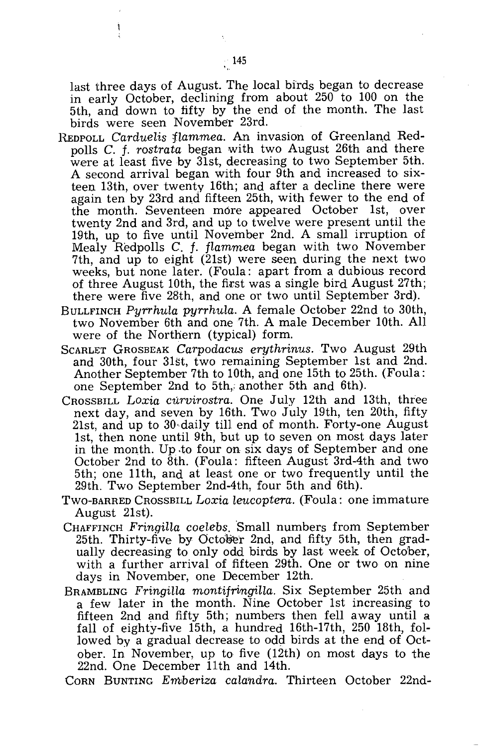last three days of August. The local birds began to decrease in early October, declining from about 250 to 100 on the 5th, and down to fifty by the end of the month. The last birds were seen November 23rd.

REDPOLL *Carduelis flammea*. An invasion of Greenland Redpolls *C. f. rostrata* began with two August 26th and there were at least five by 31st, decreasing to two September 5th. A second arrival began with four 9th and increased to sixteen 13th, over twenty 16th; and after a decline there were again ten by 23rd and fifteen 25th, with fewer to the end of the month. Seventeen more appeared October 1st, over twenty 2nd and 3rd, and up to twelve were present until the 19th, up to five until November 2nd. A small irruption of Mealy Redpolls *C. f. flammea* began with two November 7th, and up to eight (21st) were seen during the next two weeks, but none later. (Foula: apart from a dubious record of three August 10th, the first was a single bird August 27th; there were five 28th, and one or two until September 3rd).

BULLFINCH *Pyrrhula pyrrhula*. A female October 22nd to 30th, two November 6th and one 7th. A male December 10th. All were of the Northern (typical) form.

SCARLET GROSBEAK *Carpodacus erythrinus*. Two August 29th and 30th, four 31st, two remaining September 1st and 2nd. Another September 7th to 10th, and one 15th to 25th. (Foula: one September 2nd to 5th, another 5th and 6th).

CROSSBILL *Loxia curvirostra*. One July 12th and 13th, three next day, and seven by 16th. Two July 19th, ten 20th, fifty 21st, and up to 30 daily till end of month. Forty-one August 1st, then none until 9th, but up to seven on most days later in the month. Up to four on six days of September and one October 2nd to 8th. (Foula: fifteen August 3rd-4th and two 5th; one 11th, and at least one or two frequently until the 29th. Two September 2nd-4th, four 5th and 6th).

TWO-BARRED CROSSBILL *Loxia leucoptera*. (Foula: one immature August 21st).

CHAFFINCH *Fringilla coelebs*. Small numbers from September 25th. Thirty-five by October 2nd, and fifty 5th, then gradually decreasing to only odd birds by last week of October, with a further arrival of fifteen 29th. One or two on nine days in November, one December 12th.

BRAMBLING *Fringilla montifringilla*. Six September 25th and a few later in the month. Nine October 1st increasing to fifteen 2nd and fifty 5th; numbers then fell away until a fall of eighty-five 15th, a hundred 16th-17th, 250 18th, followed by a gradual decrease to odd birds at the end of October. In November, up to five (12th) on most days to the 22nd. One December 11th and 14th.

CORN BUNTING *Emberiza calandra*. Thirteen October 22nd-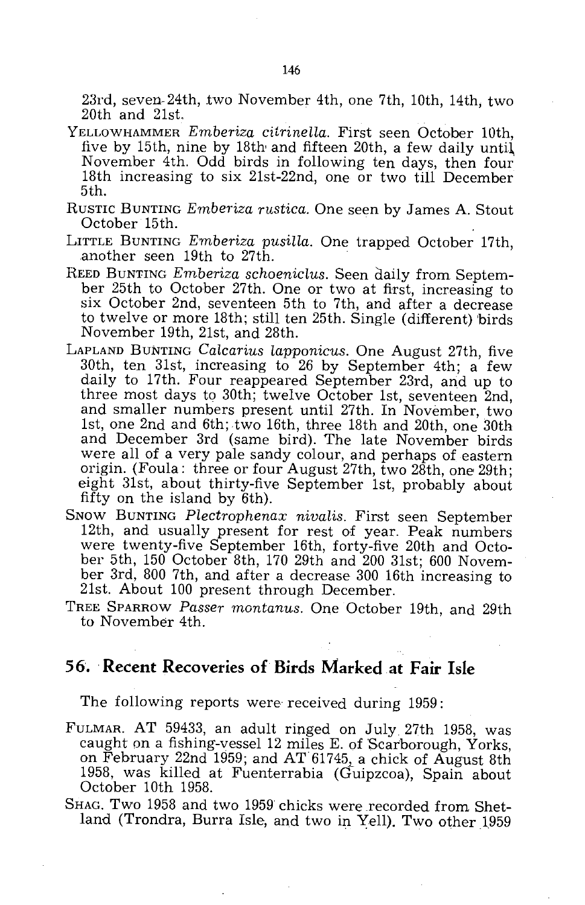23rd, seven 24th, two November 4th, one 7th, 10th, 14th, two 20th and 21st.

YELLOWHAMMER *Emberiza citrinella*. First seen October 10th, five by 15th, nine by 18th and fifteen 20th, a few daily until November 4th. Odd birds in following ten days, then four 18th increasing to six 21st-22nd, one or two till December 5th.

RUSTIC BUNTING *Emberiza rustica*. One seen by James A. Stout October 15th.

LITTLE BUNTING *Emberiza pusilla*. One trapped October 17th, another seen 19th to 27th.

REED BUNTING *Emberiza schoeniclus*. Seen daily from September 25th to October 27th. One or two at first, increasing to six October 2nd, seventeen 5th to 7th, and after a decrease to twelve or more 18th; still ten 25th. Single (different) birds November 19th, 21st, and 28th.

LAPLAND BUNTING *Calcarius lapponicus*. One August 27th, five 30th, ten 31st, increasing to 26 by September 4th; a few daily to 17th. Four reappeared September 23rd, and up to three most days to 30th; twelve October 1st, seventeen 2nd, and smaller numbers present until 27th. In November, two 1st, one 2nd and 6th; two 16th, three 18th and 20th, one 30th and December 3rd (same bird). The late November birds were all of a very pale sandy colour, and perhaps of eastern origin. (Foula: three or four August 27th, two 28th, one 29th; eight 31st, about thirty-five September 1st, probably about fifty on the island by 6th).

SNOW BUNTING *Plectrophenax nivalis*. First seen September 12th, and usually present for rest of year. Peak numbers were twenty-five September 16th, forty-five 20th and October 5th, 150 October 8th, 170 29th and 200 31st; 600 November 3rd, 800 7th, and after a decrease 300 16th increasing to 21st. About 100 present through December.

TREE SPARROW *Passer montanus*. One October 19th, and 29th to November 4th.

## 56. Recent Recoveries of Birds Marked at Fair Isle

The following reports were received during 1959:

FULMAR. AT 59433, an adult ringed on July 27th 1958, was caught on a fishing-vessel 12 miles E. of Scarborough, Yorks, on February 22nd 1959; and AT 61745, a chick of August 8th 1958, was killed at Fuenterrabia (Guipzcoa), Spain about October 10th 1958.

SHAG. Two 1958 and two 1959 chicks were recorded from Shetland (Trondra, Burra Isle, and two in Yell). Two other 1959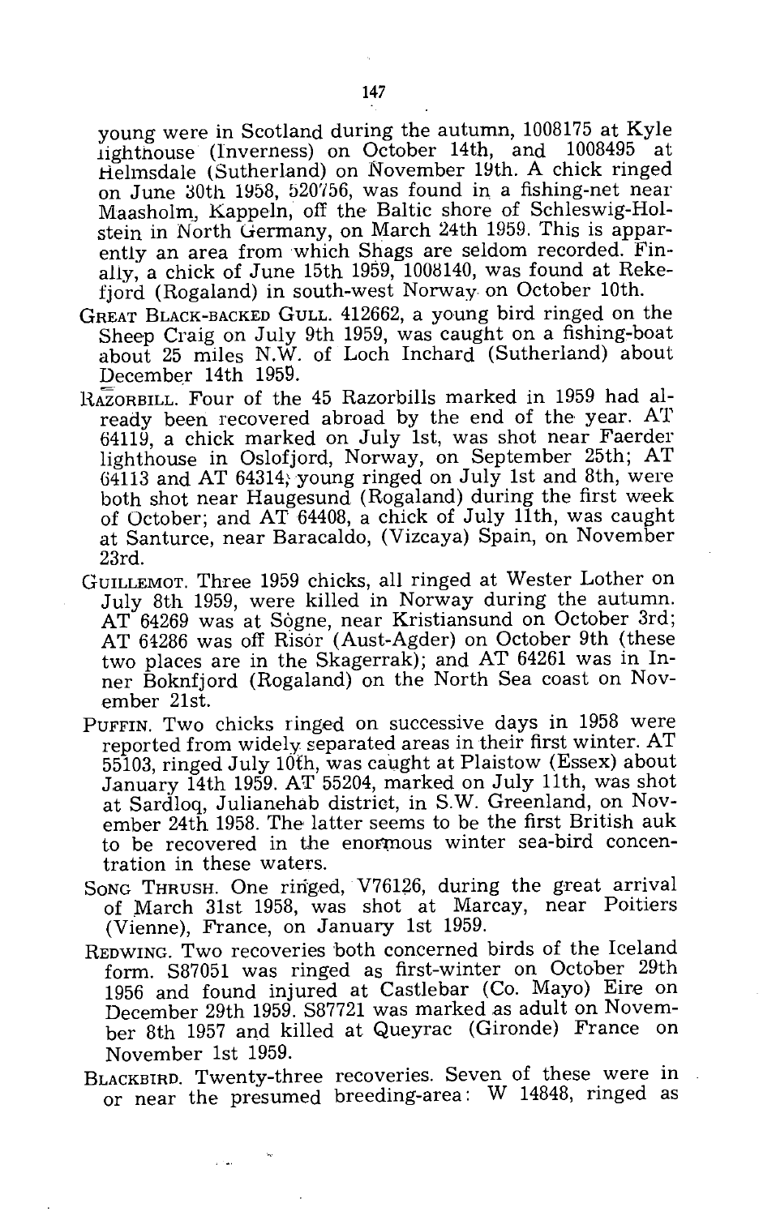young were in Scotland during the autumn, 1008175 at Kyle lighthouse (Inverness) on October 14th, and 1008495 at Helmsdale (Sutherland) on November 19th. A chick ringed on June 30th 1958, 520756, was found in a fishing-net near Maasholm, Kappeln, off the Baltic shore of Schleswig-Holstein in North Germany, on March 24th 1959. This is apparently an area from which Shags are seldom recorded. Finally, a chick of June 15th 1959, 1008140, was found at Rekefjord (Rogaland) in south-west Norway on October 10th.

GREAT BLACK-BACKED GULL. 412662, a young bird ringed on the Sheep Craig on July 9th 1959, was caught on a fishing-boat about 25 miles N.W. of Loch Inchard (Sutherland) about December 14th 1959.

RAZORBILL. Four of the 45 Razorbills marked in 1959 had already been recovered abroad by the end of the year. AT 64119, a chick marked on July 1st, was shot near Faerder lighthouse in Oslofjord, Norway, on September 25th; AT 64113 and AT 64314, young ringed on July 1st and 8th, were both shot near Haugesund (Rogaland) during the first week of October; and AT 64408, a chick of July 11th, was caught at Santurce, near Baracaldo, (Vizcaya) Spain, on November 23rd.

GUILLEMOT. Three 1959 chicks, all ringed at Wester Lother on July 8th 1959, were killed in Norway during the autumn. AT 64269 was at Sògne, near Kristiansund on October 3rd; AT 64286 was off Risör (Aust-Agder) on October 9th (these two places are in the Skagerrak); and AT 64261 was in Inner Boknfjord (Rogaland) on the North Sea coast on November 21st.

PUFFIN. Two chicks ringed on successive days in 1958 were reported from widely separated areas in their first winter. AT 55103, ringed July 10th, was caught at Plaistow (Essex) about January 14th 1959. AT 55204, marked on July 11th, was shot at Sardloq, Julianehåb district, in S.W. Greenland, on November 24th 1958. The latter seems to be the first British auk to be recovered in the enormous winter sea-bird concentration in these waters.

SONG THRUSH. One ringed, V76126, during the great arrival of March 31st 1958, was shot at Marcay, near Poitiers (Vienne), France, on January 1st 1959.

REDWING. Two recoveries both concerned birds of the Iceland form. S87051 was ringed as first-winter on October 29th 1956 and found injured at Castlebar (Co. Mayo) Eire on December 29th 1959. S87721 was marked as adult on November 8th 1957 and killed at Queyrac (Gironde) France on November 1st 1959.

BLACKBIRD. Twenty-three recoveries. Seven of these were in or near the presumed breeding-area: W 14848, ringed as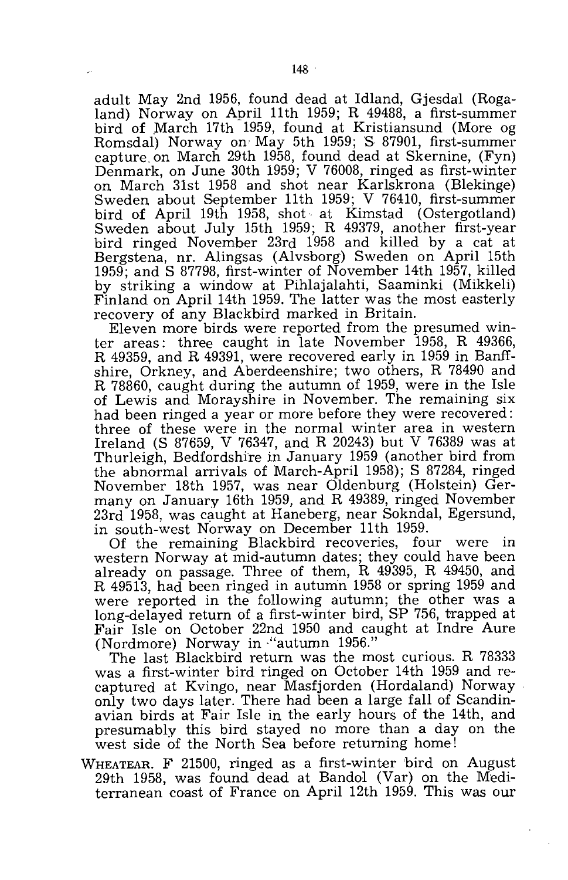adult May 2nd 1956, found dead at Idland, Gjesdal (Rogaland) Norway on April 11th 1959; R 49488, a first-summer bird of March 17th 1959, found at Kristiansund (More og Romsdal) Norway on May 5th 1959; S 87901, first-summer capture on March 29th 1958, found dead at Skernine, (Fyn) Denmark, on June 30th 1959; V 76008, ringed as first-winter on March 31st 1958 and shot near Karlskrona (Blekinge) Sweden about September 11th 1959; V 76410, first-summer bird of April 19th 1958, shot at Kimstad (Ostergotland) Sweden about July 15th 1959; R 49379, another first-year bird ringed November 23rd 1958 and killed by a cat at Bergstena, nr. Alingsas (Alvsborg) Sweden on April 15th 1959; and S 87798, first-winter of November 14th 1957, killed by striking a window at Pihlajalahti, Saaminki (Mikkeli) Finland on April 14th 1959. The latter was the most easterly recovery of any Blackbird marked in Britain.

Eleven more birds were reported from the presumed winter areas: three caught in late November 1958, R 49366, R 49359, and R 49391, were recovered early in 1959 in Banffshire, Orkney, and Aberdeenshire; two others, R 78490 and R 78860, caught during the autumn of 1959, were in the Isle of Lewis and Morayshire in November. The remaining six had been ringed a year or more before they were recovered: three of these were in the normal winter area in western Ireland (S 87659, V 76347, and R 20243) but V 76389 was at Thurleigh, Bedfordshire in January 1959 (another bird from the abnormal arrivals of March-April 1958); S 87284, ringed November 18th 1957, was near Oldenburg (Holstein) Germany on January 16th 1959, and R 49389, ringed November 23rd 1958, was caught at Haneberg, near Sokndal, Egersund, in south-west Norway on December 11th 1959.

Of the remaining Blackbird recoveries, four were in western Norway at mid-autumn dates; they could have been already on passage. Three of them, R 49395, R 49450, and R 49513, had been ringed in autumn 1958 or spring 1959 and were reported in the following autumn; the other was a long-delayed return of a first-winter bird, SP 756, trapped at Fair Isle on October 22nd 1950 and caught at Indre Aure (Nordmore) Norway in "autumn 1956."

The last Blackbird return was the most curious. R 78333 was a first-winter bird ringed on October 14th 1959 and recaptured at Kvingo, near Masfjorden (Hordaland) Norway only two days later. There had been a large fall of Scandinavian birds at Fair Isle in the early hours of the 14th, and presumably this bird stayed no more than a day on the west side of the North Sea before returning home!

WHEATEAR. F 21500, ringed as a first-winter bird on August 29th 1958, was found dead at Bandol (Var) on the Mediterranean coast of France on April 12th 1959. This was our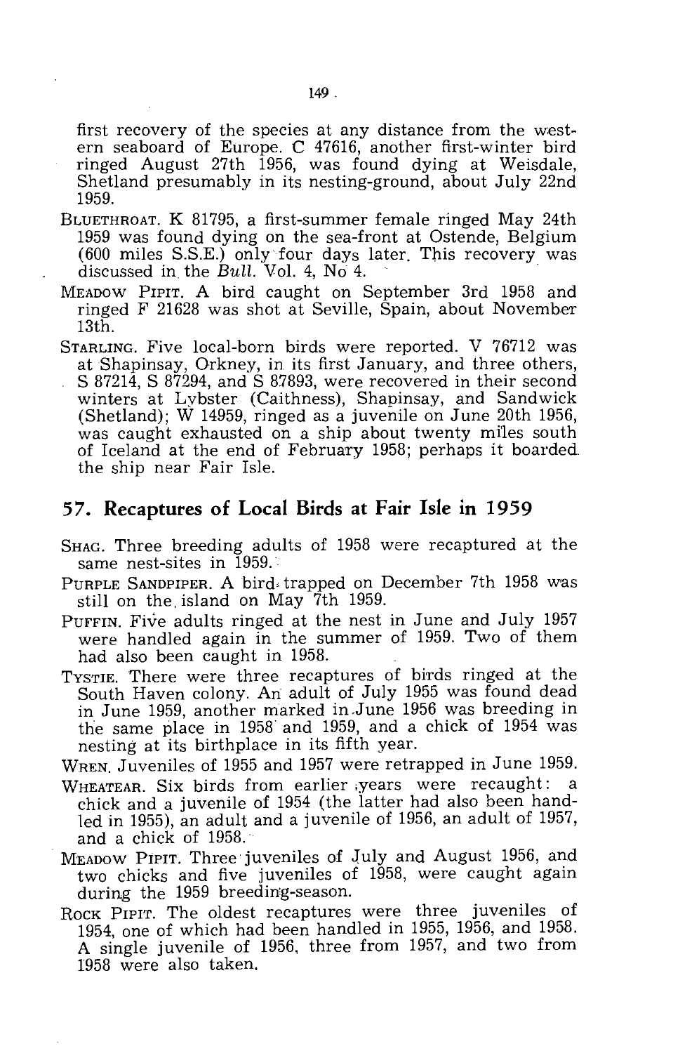first recovery of the species at any distance from the western seaboard of Europe. C 47616, another first-winter bird ringed August 27th 1956, was found dying at Weisdale, Shetland presumably in its nesting-ground, about July 22nd 1959.

BLUETHROAT. K 81795, a first-summer female ringed May 24th 1959 was found dying on the sea-front at Ostende, Belgium (600 miles S.S.E.) only four days later. This recovery was discussed in the *Bull.* Vol. 4, No 4.

MEADOW PIPIT. A bird caught on September 3rd 1958 and ringed F 21628 was shot at Seville, Spain, about November 13th.

STARLING. Five local-born birds were reported. V 76712 was at Shapinsay, Orkney, in its first January, and three others, S 87214, S 87294, and S 87893, were recovered in their second winters at Lybster (Caithness), Shapinsay, and Sandwick (Shetland); W 14959, ringed as a juvenile on June 20th 1956, was caught exhausted on a ship about twenty miles south of Iceland at the end of February 1958; perhaps it boarded the ship near Fair Isle.

## 57. Recaptures of Local Birds at Fair Isle in 1959

SHAG. Three breeding adults of 1958 were recaptured at the same nest-sites in 1959.

PURPLE SANDPIPER. A bird trapped on December 7th 1958 was still on the island on May 7th 1959.

PUFFIN. Five adults ringed at the nest in June and July 1957 were handled again in the summer of 1959. Two of them had also been caught in 1958.

TYSTIE. There were three recaptures of birds ringed at the South Haven colony. An adult of July 1955 was found dead in June 1959, another marked in June 1956 was breeding in the same place in 1958 and 1959, and a chick of 1954 was nesting at its birthplace in its fifth year.

WREN. Juveniles of 1955 and 1957 were retrapped in June 1959.

WHEATEAR. Six birds from earlier years were recaught: a chick and a juvenile of 1954 (the latter had also been handled in 1955), an adult and a juvenile of 1956, an adult of 1957, and a chick of 1958.

MEADOW PIPIT. Three juveniles of July and August 1956, and two chicks and five juveniles of 1958, were caught again during the 1959 breeding-season.

ROCK PIPIT. The oldest recaptures were three juveniles of 1954, one of which had been handled in 1955, 1956, and 1958. A single juvenile of 1956, three from 1957, and two from 1958 were also taken.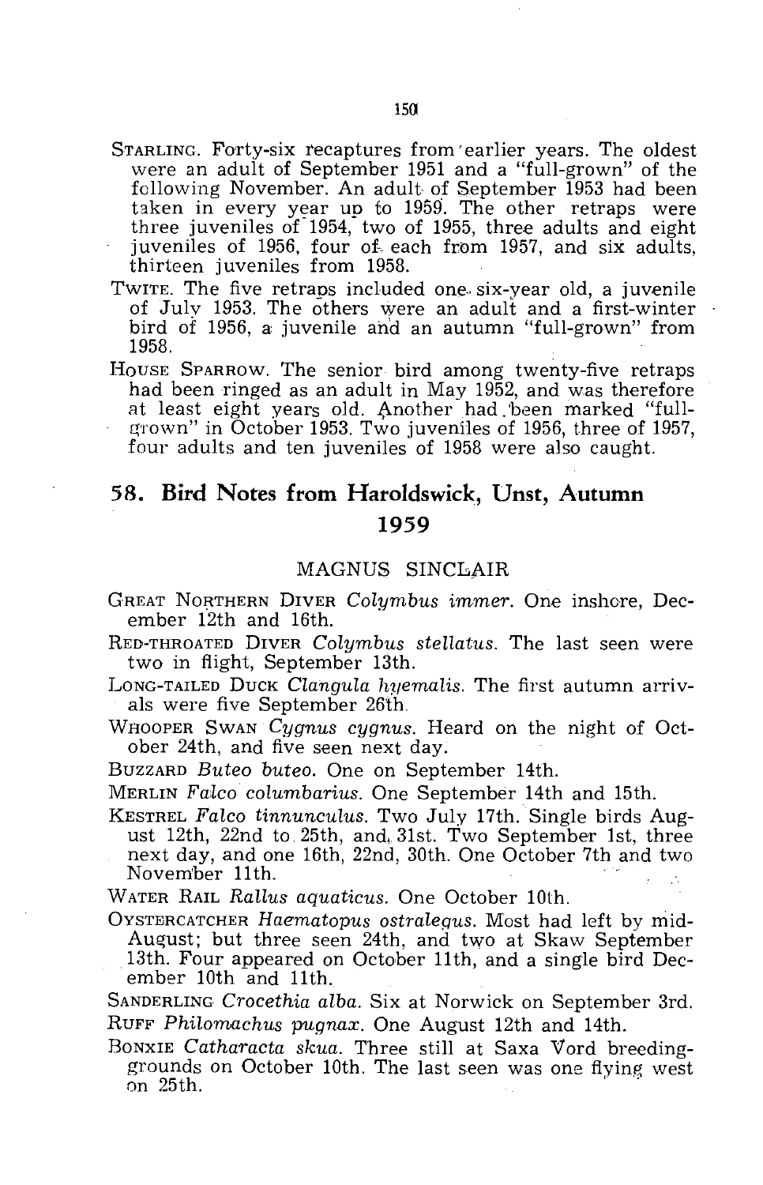STARLING. Forty-six recaptures from earlier years. The oldest were an adult of September 1951 and a "full-grown" of the following November. An adult of September 1953 had been taken in every year up to 1959. The other retraps were three juveniles of 1954, two of 1955, three adults and eight juveniles of 1956, four of each from 1957, and six adults, thirteen juveniles from 1958.

TWITE. The five retraps included one six-year old, a juvenile of July 1953. The others were an adult and a first-winter bird of 1956, a juvenile and an autumn "full-grown" from 1958.

HOUSE SPARROW. The senior bird among twenty-five retraps had been ringed as an adult in May 1952, and was therefore at least eight years old. Another had been marked "full-grown" in October 1953. Two juveniles of 1956, three of 1957, four adults and ten juveniles of 1958 were also caught.

## 58. Bird Notes from Haroldswick, Unst, Autumn 1959

MAGNUS SINCLAIR

GREAT NORTHERN DIVER *Colymbus immer*. One inshore, December 12th and 16th.

RED-THROATED DIVER *Colymbus stellatus*. The last seen were two in flight, September 13th.

LONG-TAILED DUCK *Clangula hyemalis*. The first autumn arrivals were five September 26th.

WHOOPER SWAN *Cygnus cygnus*. Heard on the night of October 24th, and five seen next day.

BUZZARD *Buteo buteo*. One on September 14th.

MERLIN *Falco columbarius*. One September 14th and 15th.

KESTREL *Falco tinnunculus*. Two July 17th. Single birds August 12th, 22nd to 25th, and 31st. Two September 1st, three next day, and one 16th, 22nd, 30th. One October 7th and two November 11th.

WATER RAIL *Rallus aquaticus*. One October 10th.

OYSTERCATCHER *Haematopus ostralegus*. Most had left by mid-August; but three seen 24th, and two at Skaw September 13th. Four appeared on October 11th, and a single bird December 10th and 11th.

SANDERLING *Crocethia alba*. Six at Norwick on September 3rd.

RUFF *Philomachus pugnax*. One August 12th and 14th.

BONXIE *Catharacta skua*. Three still at Saxa Vord breeding-grounds on October 10th. The last seen was one flying west on 25th.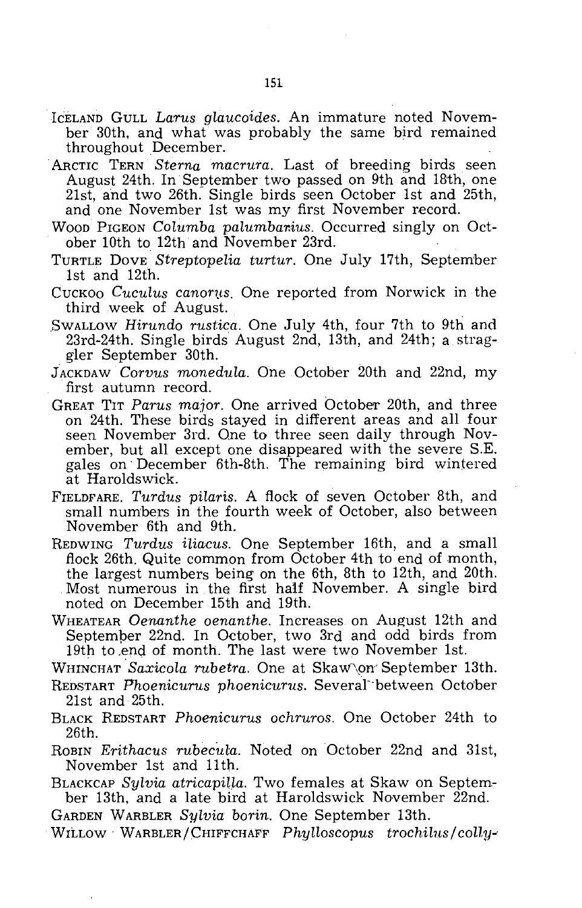ICELAND GULL *Larus glaucoides*. An immature noted November 30th, and what was probably the same bird remained throughout December.

ARCTIC TERN *Sterna macrura*. Last of breeding birds seen August 24th. In September two passed on 9th and 18th, one 21st, and two 26th. Single birds seen October 1st and 25th, and one November 1st was my first November record.

WOOD PIGEON *Columba palumbarius*. Occurred singly on October 10th to 12th and November 23rd.

TURTLE DOVE *Streptopelia turtur*. One July 17th, September 1st and 12th.

CUCKOO *Cuculus canorus*. One reported from Norwick in the third week of August.

SWALLOW *Hirundo rustica*. One July 4th, four 7th to 9th and 23rd-24th. Single birds August 2nd, 13th, and 24th; a straggler September 30th.

JACKDAW *Corvus monedula*. One October 20th and 22nd, my first autumn record.

GREAT TIT *Parus major*. One arrived October 20th, and three on 24th. These birds stayed in different areas and all four seen November 3rd. One to three seen daily through November, but all except one disappeared with the severe S.E. gales on December 6th-8th. The remaining bird wintered at Haroldswick.

FIELDFARE. *Turdus pilaris*. A flock of seven October 8th, and small numbers in the fourth week of October, also between November 6th and 9th.

REDWING *Turdus iliacus*. One September 16th, and a small flock 26th. Quite common from October 4th to end of month, the largest numbers being on the 6th, 8th to 12th, and 20th. Most numerous in the first half November. A single bird noted on December 15th and 19th.

WHEATEAR *Oenanthe oenanthe*. Increases on August 12th and September 22nd. In October, two 3rd and odd birds from 19th to end of month. The last were two November 1st.

WHINCHAT *Saxicola rubetra*. One at Skaw on September 13th.

REDSTART *Phoenicurus phoenicurus*. Several between October 21st and 25th.

BLACK REDSTART *Phoenicurus ochruros*. One October 24th to 26th.

ROBIN *Erithacus rubecula*. Noted on October 22nd and 31st, November 1st and 11th.

BLACKCAP *Sylvia atricapilla*. Two females at Skaw on September 13th, and a late bird at Haroldswick November 22nd.

GARDEN WARBLER *Sylvia borin*. One September 13th.

WILLOW WARBLER/CHIFFCHAFF *Phylloscopus trochilus/colly-*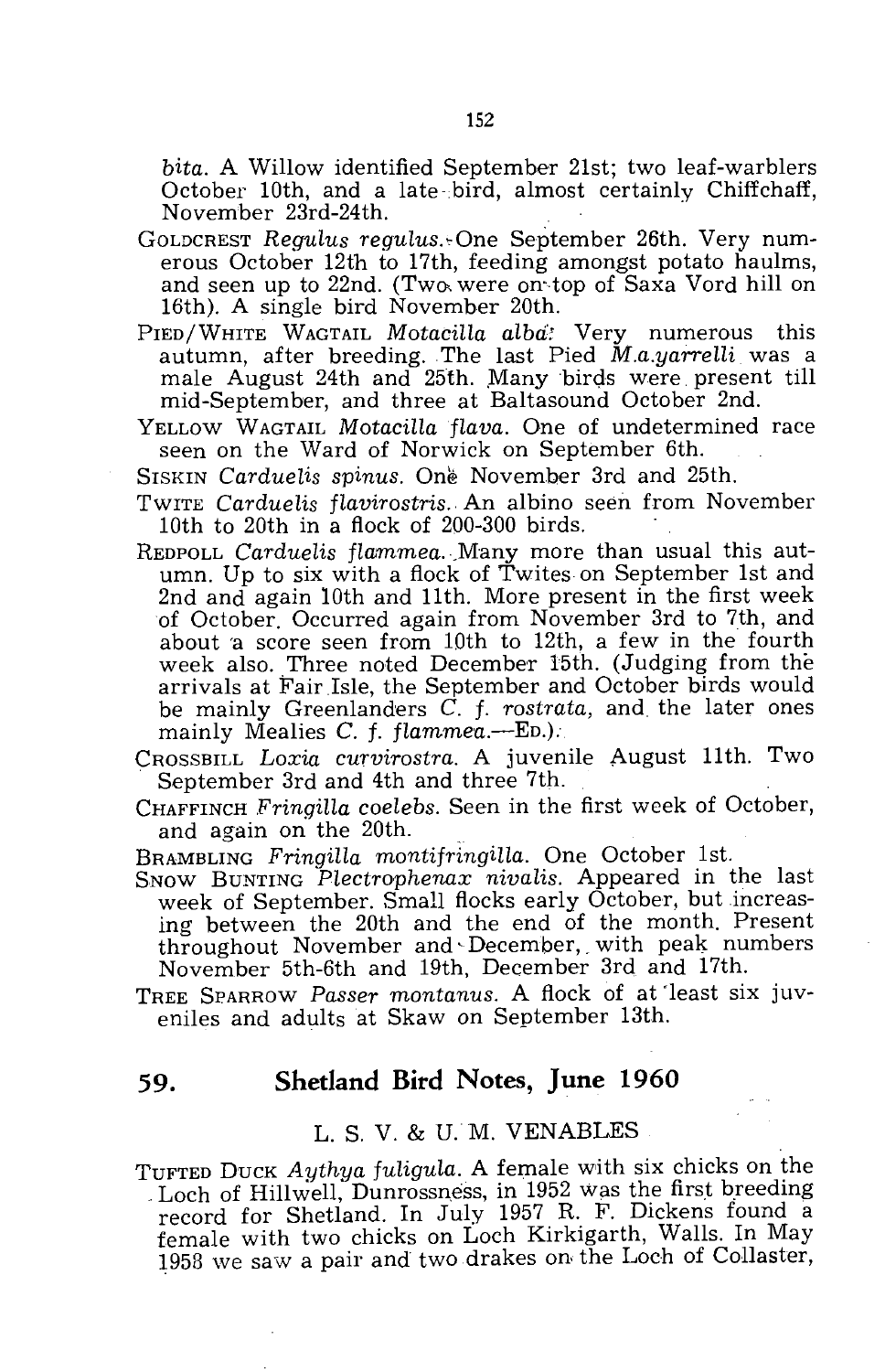*bita*. A Willow identified September 21st; two leaf-warblers October 10th, and a late bird, almost certainly Chiffchaff, November 23rd-24th.

GOLDCREST *Regulus regulus*. One September 26th. Very numerous October 12th to 17th, feeding amongst potato haulms, and seen up to 22nd. (Two were on top of Saxa Vord hill on 16th). A single bird November 20th.

PIED/WHITE WAGTAIL *Motacilla alba*. Very numerous this autumn, after breeding. The last Pied *M.a.yarrelli* was a male August 24th and 25th. Many birds were present till mid-September, and three at Baltasound October 2nd.

YELLOW WAGTAIL *Motacilla flava*. One of undetermined race seen on the Ward of Norwick on September 6th.

SISKIN *Carduelis spinus*. One November 3rd and 25th.

TWITE *Carduelis flavirostris*. An albino seen from November 10th to 20th in a flock of 200-300 birds.

REDPOLL *Carduelis flammea*. Many more than usual this autumn. Up to six with a flock of Twites on September 1st and 2nd and again 10th and 11th. More present in the first week of October. Occurred again from November 3rd to 7th, and about a score seen from 10th to 12th, a few in the fourth week also. Three noted December 15th. (Judging from the arrivals at Fair Isle, the September and October birds would be mainly Greenlanders *C. f. rostrata*, and the later ones mainly Mealies *C. f. flammea*.—ED.).

CROSSBILL *Loxia curvirostra*. A juvenile August 11th. Two September 3rd and 4th and three 7th.

CHAFFINCH *Fringilla coelebs*. Seen in the first week of October, and again on the 20th.

BRAMBLING *Fringilla montifringilla*. One October 1st.

SNOW BUNTING *Plectrophenax nivalis*. Appeared in the last week of September. Small flocks early October, but increasing between the 20th and the end of the month. Present throughout November and December, with peak numbers November 5th-6th and 19th, December 3rd and 17th.

TREE SPARROW *Passer montanus*. A flock of at least six juveniles and adults at Skaw on September 13th.

## 59. Shetland Bird Notes, June 1960

L. S. V. & U. M. VENABLES

TUFTED DUCK *Aythya fuligula*. A female with six chicks on the Loch of Hillwell, Dunrossness, in 1952 was the first breeding record for Shetland. In July 1957 R. F. Dickens found a female with two chicks on Loch Kirkigarth, Walls. In May 1958 we saw a pair and two drakes on the Loch of Collaster,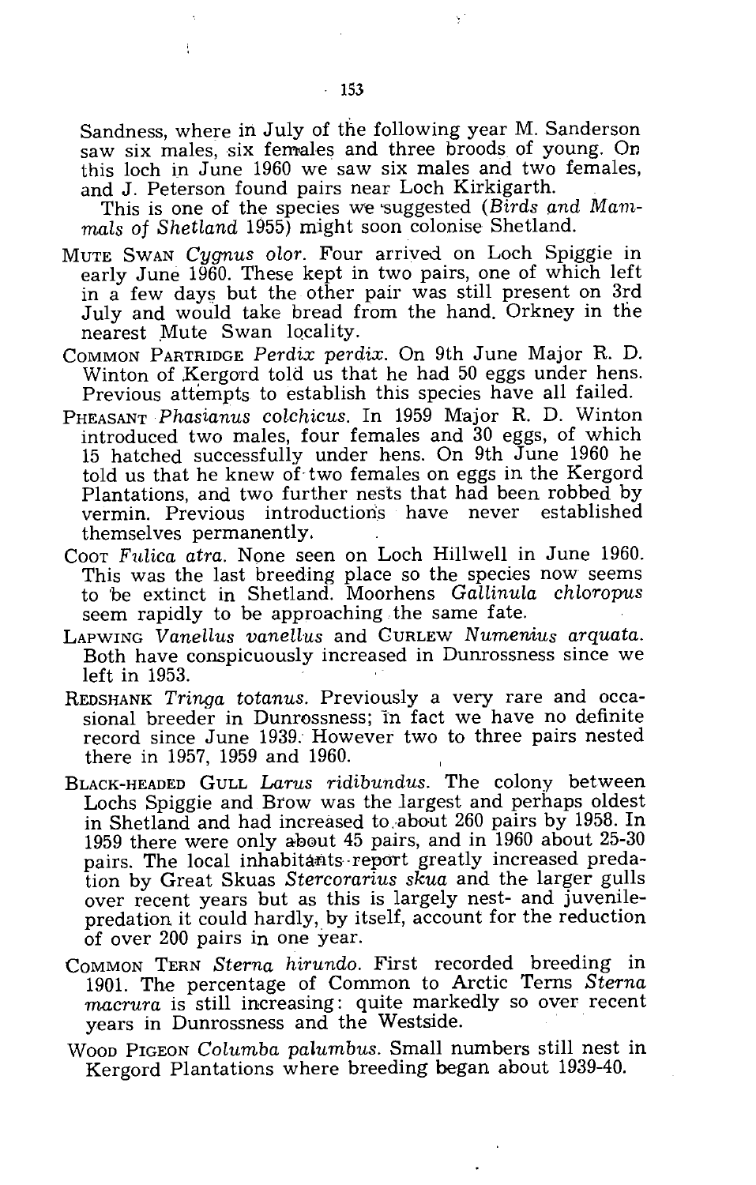Sandness, where in July of the following year M. Sanderson saw six males, six females and three broods of young. On this loch in June 1960 we saw six males and two females, and J. Peterson found pairs near Loch Kirkigarth.

This is one of the species we suggested (*Birds and Mammals of Shetland* 1955) might soon colonise Shetland.

MUTE SWAN *Cygnus olor*. Four arrived on Loch Spiggie in early June 1960. These kept in two pairs, one of which left in a few days but the other pair was still present on 3rd July and would take bread from the hand. Orkney in the nearest Mute Swan locality.

COMMON PARTRIDGE *Perdix perdix*. On 9th June Major R. D. Winton of Kergord told us that he had 50 eggs under hens. Previous attempts to establish this species have all failed.

PHEASANT *Phasianus colchicus*. In 1959 Major R. D. Winton introduced two males, four females and 30 eggs, of which 15 hatched successfully under hens. On 9th June 1960 he told us that he knew of two females on eggs in the Kergord Plantations, and two further nests that had been robbed by vermin. Previous introductions have never established themselves permanently.

COOT *Fulica atra*. None seen on Loch Hillwell in June 1960. This was the last breeding place so the species now seems to be extinct in Shetland. Moorhens *Gallinula chloropus* seem rapidly to be approaching the same fate.

LAPWING *Vanellus vanellus* and CURLEW *Numenius arquata*. Both have conspicuously increased in Dunrossness since we left in 1953.

REDSHANK *Tringa totanus*. Previously a very rare and occasional breeder in Dunrossness; in fact we have no definite record since June 1939. However two to three pairs nested there in 1957, 1959 and 1960.

BLACK-HEADED GULL *Larus ridibundus*. The colony between Lochs Spiggie and Brow was the largest and perhaps oldest in Shetland and had increased to about 260 pairs by 1958. In 1959 there were only about 45 pairs, and in 1960 about 25-30 pairs. The local inhabitants report greatly increased predation by Great Skuas *Stercorarius skua* and the larger gulls over recent years but as this is largely nest- and juvenile-predation it could hardly, by itself, account for the reduction of over 200 pairs in one year.

COMMON TERN *Sterna hirundo*. First recorded breeding in 1901. The percentage of Common to Arctic Terns *Sterna macrura* is still increasing: quite markedly so over recent years in Dunrossness and the Westside.

WOOD PIGEON *Columba palumbus*. Small numbers still nest in Kergord Plantations where breeding began about 1939-40.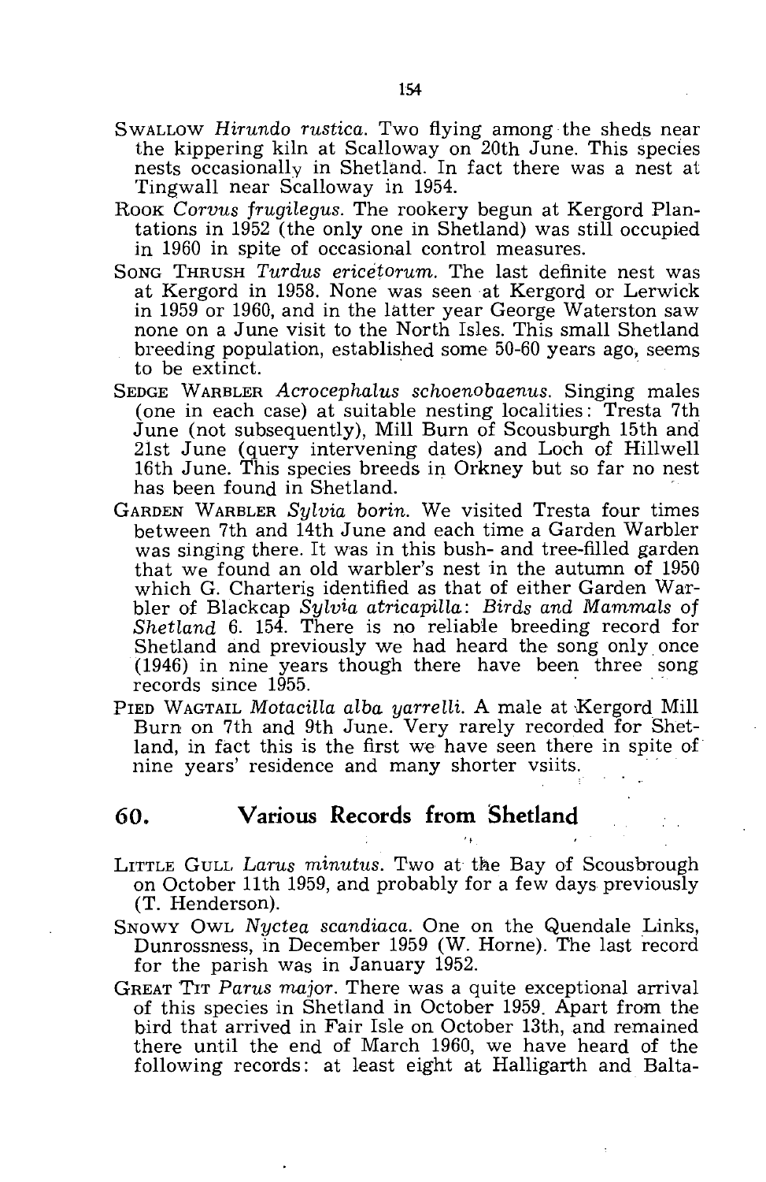SWALLOW *Hirundo rustica*. Two flying among the sheds near the kippering kiln at Scalloway on 20th June. This species nests occasionally in Shetland. In fact there was a nest at Tingwall near Scalloway in 1954.

ROOK *Corvus frugilegus*. The rookery begun at Kergord Plantations in 1952 (the only one in Shetland) was still occupied in 1960 in spite of occasional control measures.

SONG THRUSH *Turdus ericetorum*. The last definite nest was at Kergord in 1958. None was seen at Kergord or Lerwick in 1959 or 1960, and in the latter year George Waterston saw none on a June visit to the North Isles. This small Shetland breeding population, established some 50-60 years ago, seems to be extinct.

SEDGE WARBLER *Acrocephalus schoenobaenus*. Singing males (one in each case) at suitable nesting localities: Tresta 7th June (not subsequently), Mill Burn of Scousburgh 15th and 21st June (query intervening dates) and Loch of Hillwell 16th June. This species breeds in Orkney but so far no nest has been found in Shetland.

GARDEN WARBLER *Sylvia borin*. We visited Tresta four times between 7th and 14th June and each time a Garden Warbler was singing there. It was in this bush- and tree-filled garden that we found an old warbler's nest in the autumn of 1950 which G. Charteris identified as that of either Garden Warbler of Blackcap *Sylvia atricapilla*: *Birds and Mammals of Shetland* 6. 154. There is no reliable breeding record for Shetland and previously we had heard the song only once (1946) in nine years though there have been three song records since 1955.

PIED WAGTAIL *Motacilla alba yarrelli*. A male at Kergord Mill Burn on 7th and 9th June. Very rarely recorded for Shetland, in fact this is the first we have seen there in spite of nine years' residence and many shorter vsiits.

## 60. Various Records from Shetland

LITTLE GULL *Larus minutus*. Two at the Bay of Scousbrough on October 11th 1959, and probably for a few days previously (T. Henderson).

SNOWY OWL *Nyctea scandiaca*. One on the Quendale Links, Dunrossness, in December 1959 (W. Horne). The last record for the parish was in January 1952.

GREAT TIT *Parus major*. There was a quite exceptional arrival of this species in Shetland in October 1959. Apart from the bird that arrived in Fair Isle on October 13th, and remained there until the end of March 1960, we have heard of the following records: at least eight at Halligarth and Balta-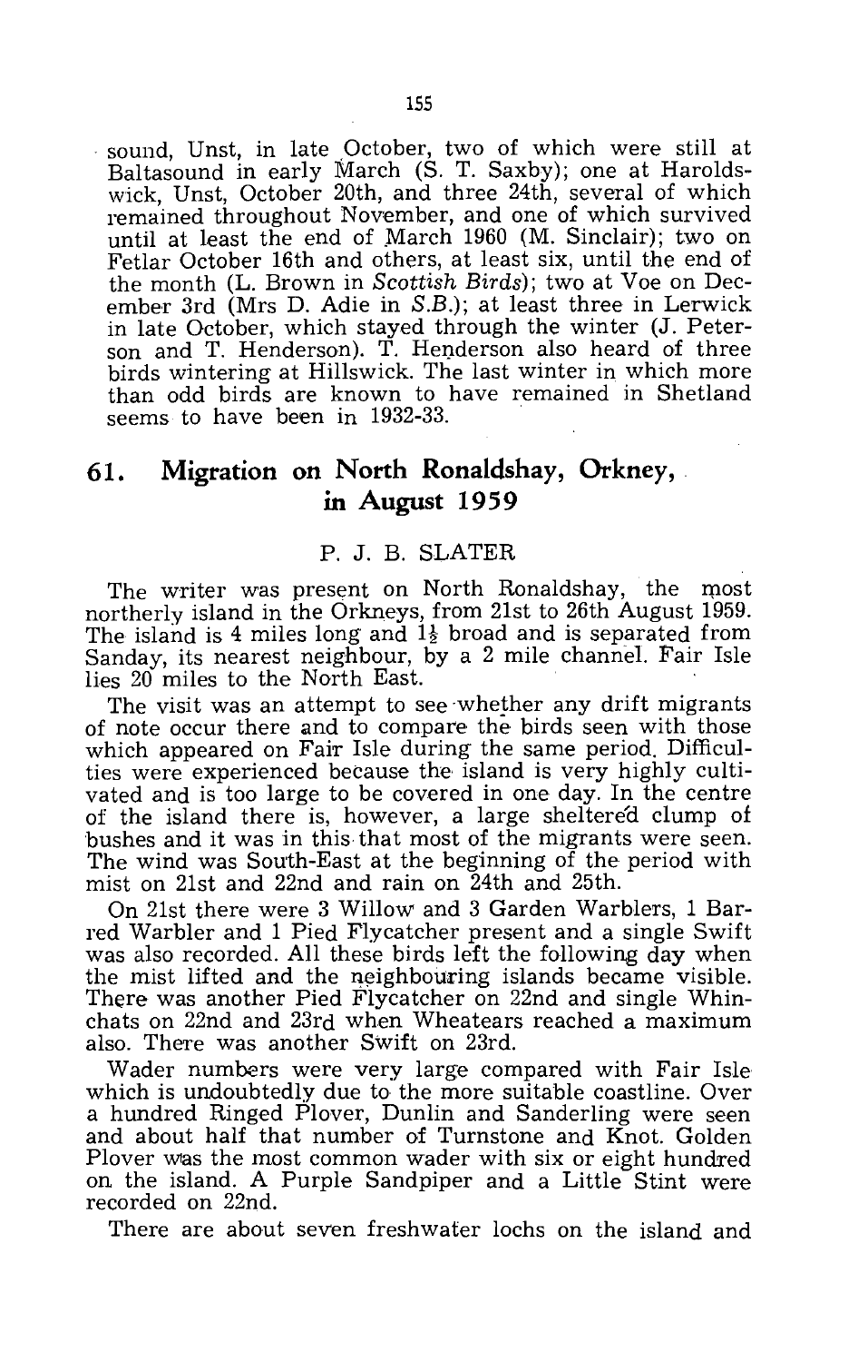sound, Unst, in late October, two of which were still at Baltasound in early March (S. T. Saxby); one at Haroldswick, Unst, October 20th, and three 24th, several of which remained throughout November, and one of which survived until at least the end of March 1960 (M. Sinclair); two on Fetlar October 16th and others, at least six, until the end of the month (L. Brown in *Scottish Birds*); two at Voe on December 3rd (Mrs D. Adie in *S.B.*); at least three in Lerwick in late October, which stayed through the winter (J. Peterson and T. Henderson). T. Henderson also heard of three birds wintering at Hillswick. The last winter in which more than odd birds are known to have remained in Shetland seems to have been in 1932-33.

## 61. Migration on North Ronaldshay, Orkney, in August 1959

P. J. B. SLATER

The writer was present on North Ronaldshay, the most northerly island in the Orkneys, from 21st to 26th August 1959. The island is 4 miles long and 1½ broad and is separated from Sanday, its nearest neighbour, by a 2 mile channel. Fair Isle lies 20 miles to the North East.

The visit was an attempt to see whether any drift migrants of note occur there and to compare the birds seen with those which appeared on Fair Isle during the same period. Difficulties were experienced because the island is very highly cultivated and is too large to be covered in one day. In the centre of the island there is, however, a large sheltered clump of bushes and it was in this that most of the migrants were seen. The wind was South-East at the beginning of the period with mist on 21st and 22nd and rain on 24th and 25th.

On 21st there were 3 Willow and 3 Garden Warblers, 1 Barred Warbler and 1 Pied Flycatcher present and a single Swift was also recorded. All these birds left the following day when the mist lifted and the neighbouring islands became visible. There was another Pied Flycatcher on 22nd and single Whinchats on 22nd and 23rd when Wheatears reached a maximum also. There was another Swift on 23rd.

Wader numbers were very large compared with Fair Isle which is undoubtedly due to the more suitable coastline. Over a hundred Ringed Plover, Dunlin and Sanderling were seen and about half that number of Turnstone and Knot. Golden Plover was the most common wader with six or eight hundred on the island. A Purple Sandpiper and a Little Stint were recorded on 22nd.

There are about seven freshwater lochs on the island and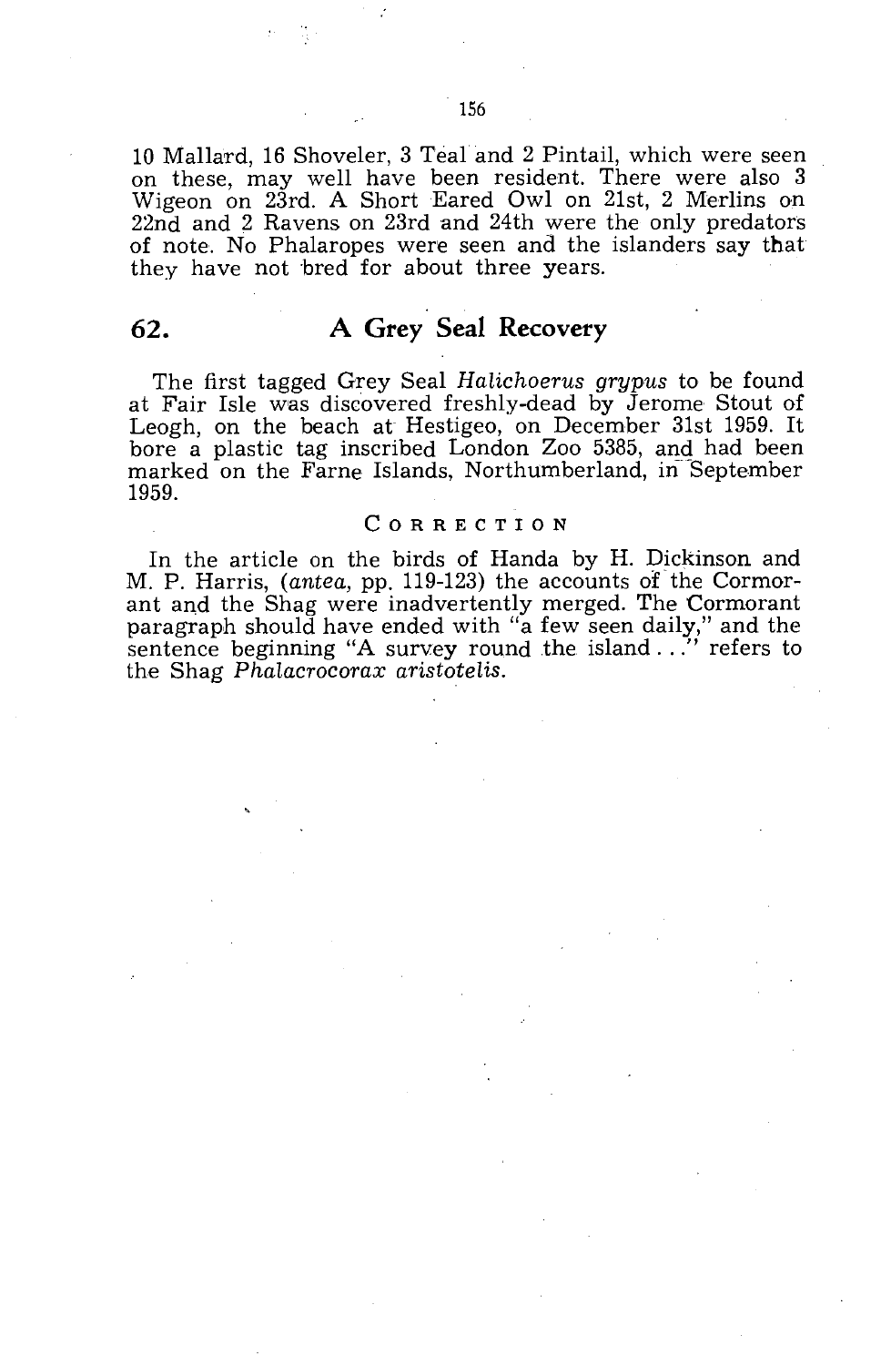10 Mallard, 16 Shoveler, 3 Teal and 2 Pintail, which were seen on these, may well have been resident. There were also 3 Wigeon on 23rd. A Short Eared Owl on 21st, 2 Merlins on 22nd and 2 Ravens on 23rd and 24th were the only predators of note. No Phalaropes were seen and the islanders say that they have not bred for about three years.

## 62. A Grey Seal Recovery

The first tagged Grey Seal *Halichoerus grypus* to be found at Fair Isle was discovered freshly-dead by Jerome Stout of Leogh, on the beach at Hestigeo, on December 31st 1959. It bore a plastic tag inscribed London Zoo 5385, and had been marked on the Farne Islands, Northumberland, in September 1959.

### CORRECTION

In the article on the birds of Handa by H. Dickinson and M. P. Harris, (*antea*, pp. 119-123) the accounts of the Cormorant and the Shag were inadvertently merged. The Cormorant paragraph should have ended with "a few seen daily," and the sentence beginning "A survey round the island . . ." refers to the Shag *Phalacrocorax aristotelis*.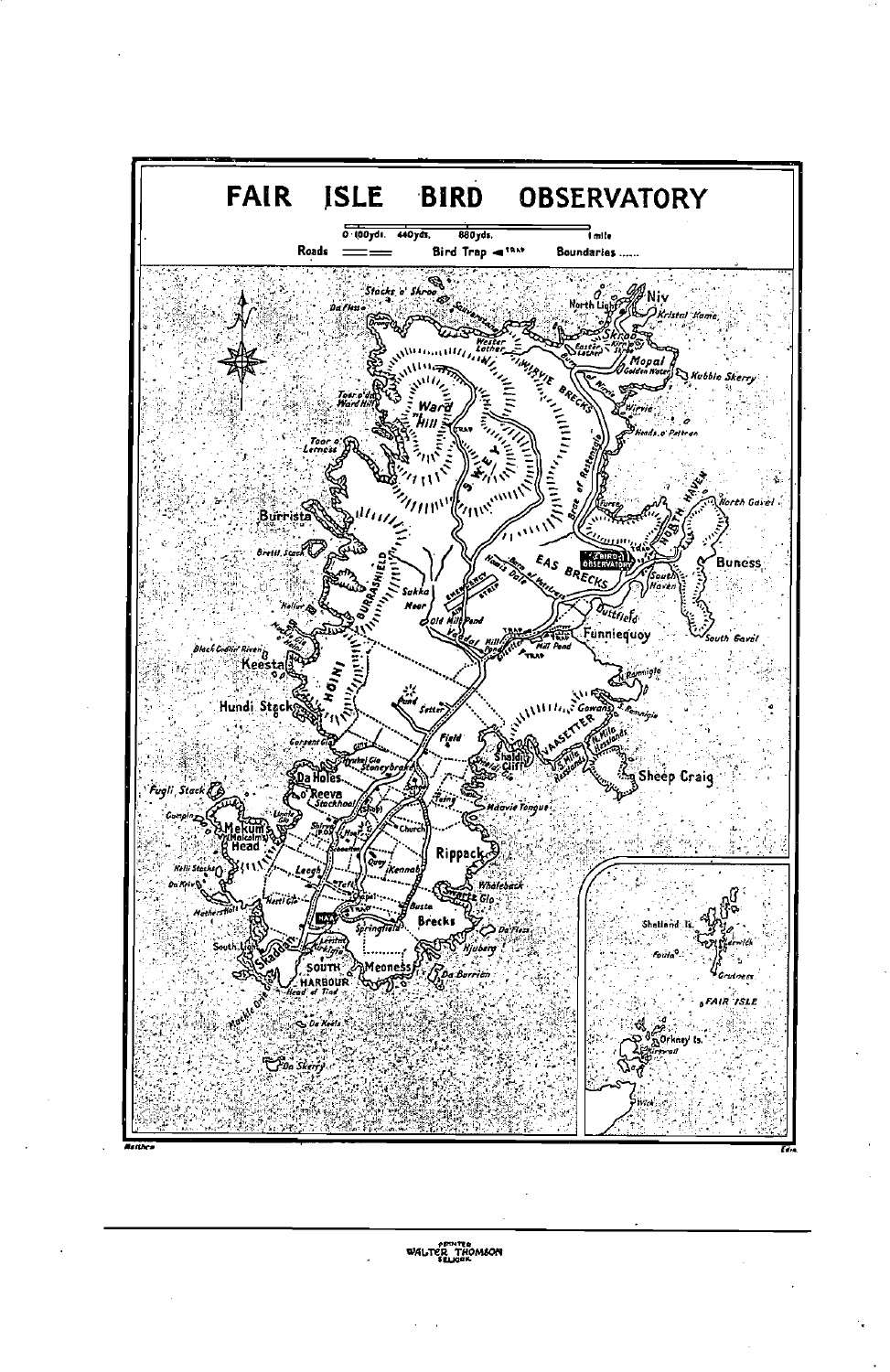# FAIR ISLE BIRD OBSERVATORY

0 100yds. 440yds. 880yds. 1 mile

Roads Bird Trap Boundaries

PRINTED
WALTER THOMSON
SELKIRK